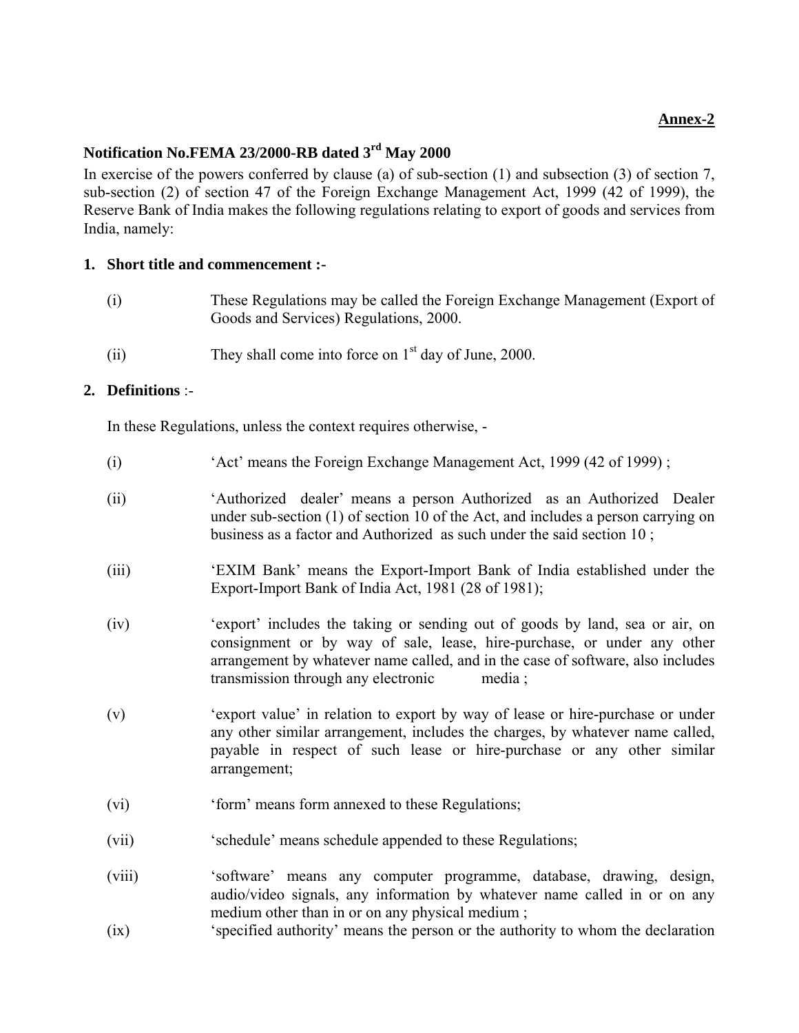**Annex-2**

## Notification No.FEMA 23/2000-RB dated 3rd May 2000

In exercise of the powers conferred by clause (a) of sub-section (1) and subsection (3) of section 7, sub-section (2) of section 47 of the Foreign Exchange Management Act, 1999 (42 of 1999), the Reserve Bank of India makes the following regulations relating to export of goods and services from India, namely:

### 1. Short title and commencement :-

(i) These Regulations may be called the Foreign Exchange Management (Export of Goods and Services) Regulations, 2000.

(ii) They shall come into force on 1st day of June, 2000.

### 2. Definitions :-

In these Regulations, unless the context requires otherwise, -

(i) 'Act' means the Foreign Exchange Management Act, 1999 (42 of 1999) ;

(ii) 'Authorized dealer' means a person Authorized as an Authorized Dealer under sub-section (1) of section 10 of the Act, and includes a person carrying on business as a factor and Authorized as such under the said section 10 ;

(iii) 'EXIM Bank' means the Export-Import Bank of India established under the Export-Import Bank of India Act, 1981 (28 of 1981);

(iv) 'export' includes the taking or sending out of goods by land, sea or air, on consignment or by way of sale, lease, hire-purchase, or under any other arrangement by whatever name called, and in the case of software, also includes transmission through any electronic media ;

(v) 'export value' in relation to export by way of lease or hire-purchase or under any other similar arrangement, includes the charges, by whatever name called, payable in respect of such lease or hire-purchase or any other similar arrangement;

(vi) 'form' means form annexed to these Regulations;

(vii) 'schedule' means schedule appended to these Regulations;

(viii) 'software' means any computer programme, database, drawing, design, audio/video signals, any information by whatever name called in or on any medium other than in or on any physical medium ;

(ix) 'specified authority' means the person or the authority to whom the declaration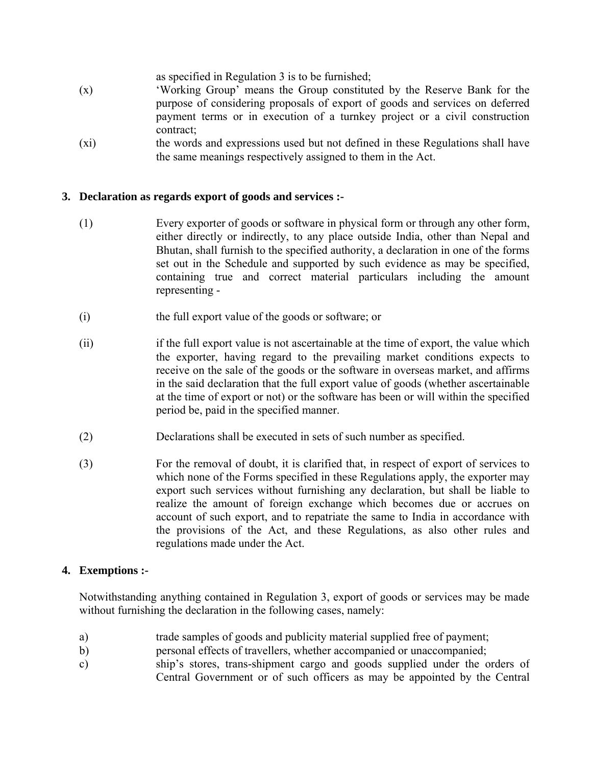as specified in Regulation 3 is to be furnished;

(x) 'Working Group' means the Group constituted by the Reserve Bank for the purpose of considering proposals of export of goods and services on deferred payment terms or in execution of a turnkey project or a civil construction contract;

(xi) the words and expressions used but not defined in these Regulations shall have the same meanings respectively assigned to them in the Act.

### 3. Declaration as regards export of goods and services :-

(1) Every exporter of goods or software in physical form or through any other form, either directly or indirectly, to any place outside India, other than Nepal and Bhutan, shall furnish to the specified authority, a declaration in one of the forms set out in the Schedule and supported by such evidence as may be specified, containing true and correct material particulars including the amount representing -

(i) the full export value of the goods or software; or

(ii) if the full export value is not ascertainable at the time of export, the value which the exporter, having regard to the prevailing market conditions expects to receive on the sale of the goods or the software in overseas market, and affirms in the said declaration that the full export value of goods (whether ascertainable at the time of export or not) or the software has been or will within the specified period be, paid in the specified manner.

(2) Declarations shall be executed in sets of such number as specified.

(3) For the removal of doubt, it is clarified that, in respect of export of services to which none of the Forms specified in these Regulations apply, the exporter may export such services without furnishing any declaration, but shall be liable to realize the amount of foreign exchange which becomes due or accrues on account of such export, and to repatriate the same to India in accordance with the provisions of the Act, and these Regulations, as also other rules and regulations made under the Act.

### 4. Exemptions :-

Notwithstanding anything contained in Regulation 3, export of goods or services may be made without furnishing the declaration in the following cases, namely:

a) trade samples of goods and publicity material supplied free of payment;

b) personal effects of travellers, whether accompanied or unaccompanied;

c) ship's stores, trans-shipment cargo and goods supplied under the orders of Central Government or of such officers as may be appointed by the Central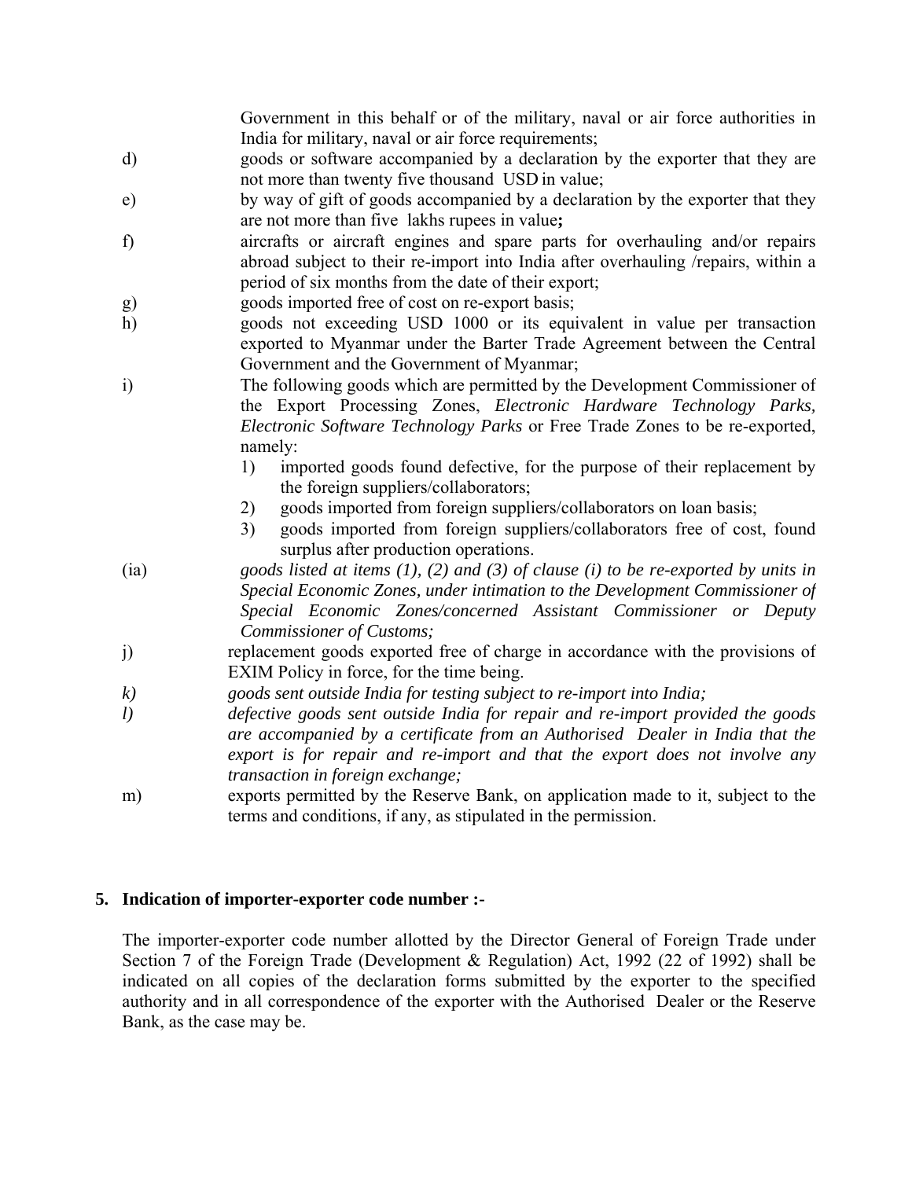Government in this behalf or of the military, naval or air force authorities in India for military, naval or air force requirements;

d) goods or software accompanied by a declaration by the exporter that they are not more than twenty five thousand USD in value;

e) by way of gift of goods accompanied by a declaration by the exporter that they are not more than five lakhs rupees in value**;**

f) aircrafts or aircraft engines and spare parts for overhauling and/or repairs abroad subject to their re-import into India after overhauling /repairs, within a period of six months from the date of their export;

g) goods imported free of cost on re-export basis;

h) goods not exceeding USD 1000 or its equivalent in value per transaction exported to Myanmar under the Barter Trade Agreement between the Central Government and the Government of Myanmar;

i) The following goods which are permitted by the Development Commissioner of the Export Processing Zones, *Electronic Hardware Technology Parks, Electronic Software Technology Parks* or Free Trade Zones to be re-exported, namely:

   1) imported goods found defective, for the purpose of their replacement by the foreign suppliers/collaborators;
   2) goods imported from foreign suppliers/collaborators on loan basis;
   3) goods imported from foreign suppliers/collaborators free of cost, found surplus after production operations.

(ia) *goods listed at items (1), (2) and (3) of clause (i) to be re-exported by units in Special Economic Zones, under intimation to the Development Commissioner of Special Economic Zones/concerned Assistant Commissioner or Deputy Commissioner of Customs;*

j) replacement goods exported free of charge in accordance with the provisions of EXIM Policy in force, for the time being.

*k) goods sent outside India for testing subject to re-import into India;*

*l) defective goods sent outside India for repair and re-import provided the goods are accompanied by a certificate from an Authorised Dealer in India that the export is for repair and re-import and that the export does not involve any transaction in foreign exchange;*

m) exports permitted by the Reserve Bank, on application made to it, subject to the terms and conditions, if any, as stipulated in the permission.

## 5. Indication of importer-exporter code number :-

The importer-exporter code number allotted by the Director General of Foreign Trade under Section 7 of the Foreign Trade (Development & Regulation) Act, 1992 (22 of 1992) shall be indicated on all copies of the declaration forms submitted by the exporter to the specified authority and in all correspondence of the exporter with the Authorised Dealer or the Reserve Bank, as the case may be.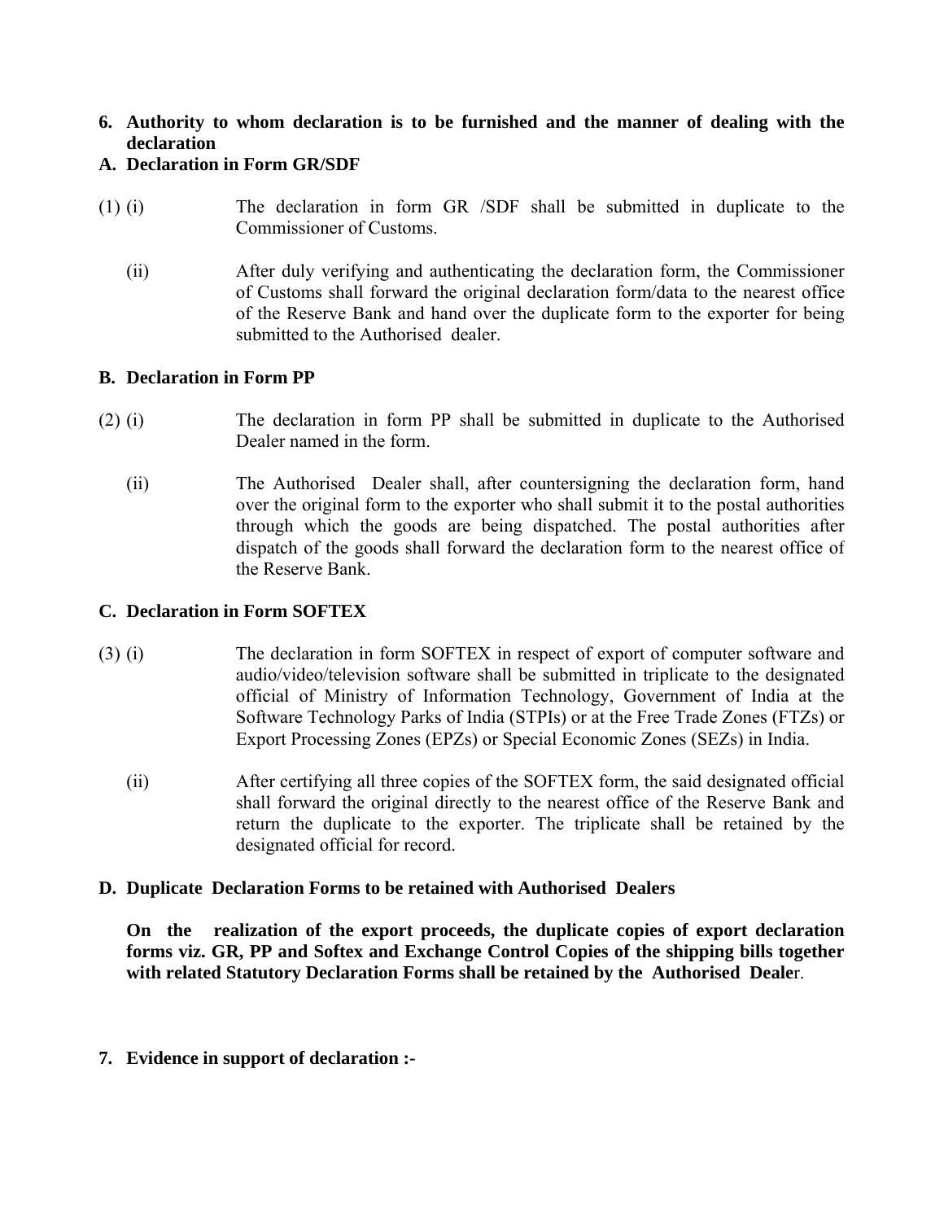**6. Authority to whom declaration is to be furnished and the manner of dealing with the declaration**

**A. Declaration in Form GR/SDF**

(1) (i) The declaration in form GR /SDF shall be submitted in duplicate to the Commissioner of Customs.

(ii) After duly verifying and authenticating the declaration form, the Commissioner of Customs shall forward the original declaration form/data to the nearest office of the Reserve Bank and hand over the duplicate form to the exporter for being submitted to the Authorised dealer.

**B. Declaration in Form PP**

(2) (i) The declaration in form PP shall be submitted in duplicate to the Authorised Dealer named in the form.

(ii) The Authorised Dealer shall, after countersigning the declaration form, hand over the original form to the exporter who shall submit it to the postal authorities through which the goods are being dispatched. The postal authorities after dispatch of the goods shall forward the declaration form to the nearest office of the Reserve Bank.

**C. Declaration in Form SOFTEX**

(3) (i) The declaration in form SOFTEX in respect of export of computer software and audio/video/television software shall be submitted in triplicate to the designated official of Ministry of Information Technology, Government of India at the Software Technology Parks of India (STPIs) or at the Free Trade Zones (FTZs) or Export Processing Zones (EPZs) or Special Economic Zones (SEZs) in India.

(ii) After certifying all three copies of the SOFTEX form, the said designated official shall forward the original directly to the nearest office of the Reserve Bank and return the duplicate to the exporter. The triplicate shall be retained by the designated official for record.

**D. Duplicate Declaration Forms to be retained with Authorised Dealers**

**On the realization of the export proceeds, the duplicate copies of export declaration forms viz. GR, PP and Softex and Exchange Control Copies of the shipping bills together with related Statutory Declaration Forms shall be retained by the Authorised Deale**r.

**7. Evidence in support of declaration :-**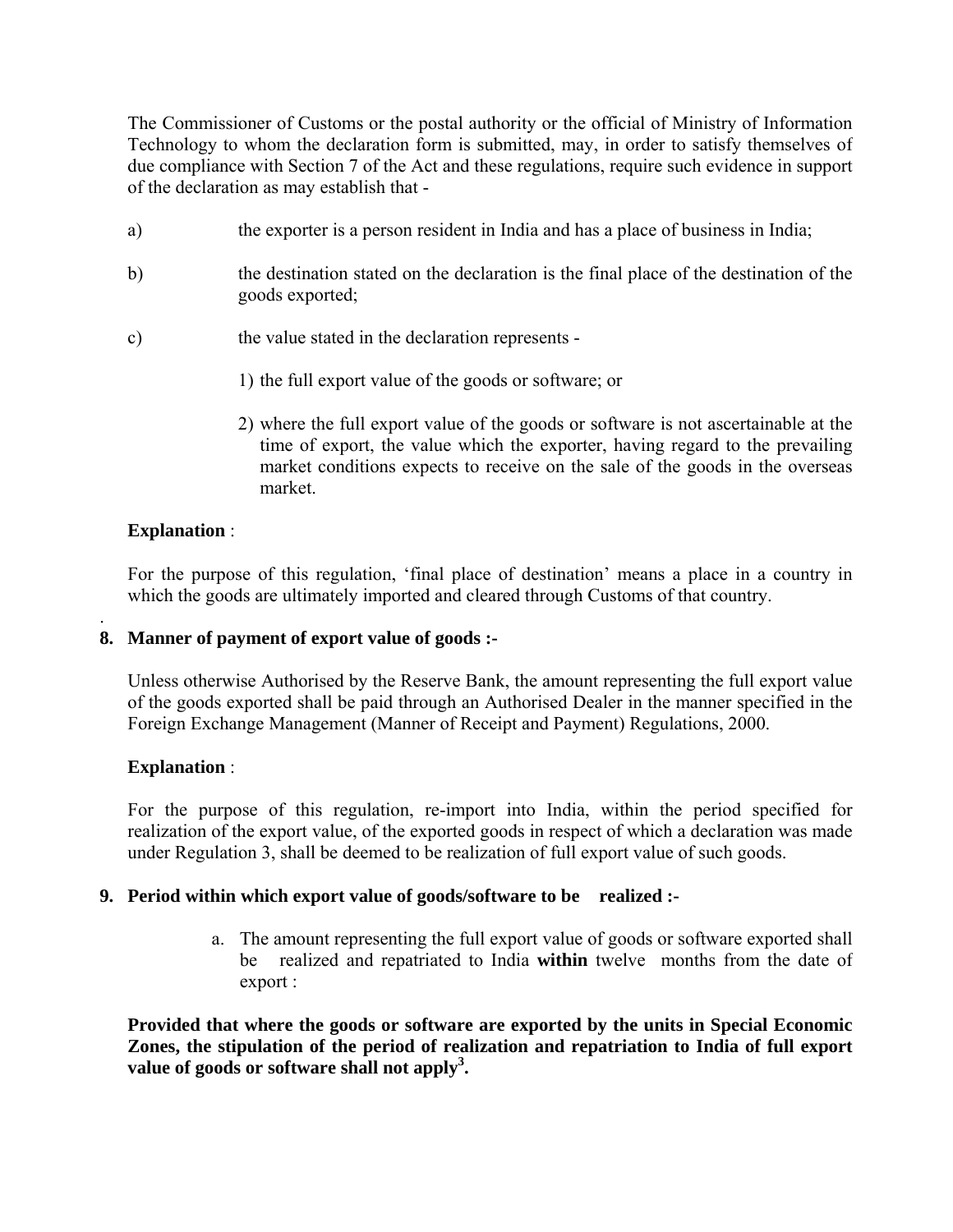The Commissioner of Customs or the postal authority or the official of Ministry of Information Technology to whom the declaration form is submitted, may, in order to satisfy themselves of due compliance with Section 7 of the Act and these regulations, require such evidence in support of the declaration as may establish that -

a) the exporter is a person resident in India and has a place of business in India;

b) the destination stated on the declaration is the final place of the destination of the goods exported;

c) the value stated in the declaration represents -

1) the full export value of the goods or software; or

2) where the full export value of the goods or software is not ascertainable at the time of export, the value which the exporter, having regard to the prevailing market conditions expects to receive on the sale of the goods in the overseas market.

**Explanation** :

For the purpose of this regulation, 'final place of destination' means a place in a country in which the goods are ultimately imported and cleared through Customs of that country.

**8. Manner of payment of export value of goods :-**

Unless otherwise Authorised by the Reserve Bank, the amount representing the full export value of the goods exported shall be paid through an Authorised Dealer in the manner specified in the Foreign Exchange Management (Manner of Receipt and Payment) Regulations, 2000.

**Explanation** :

For the purpose of this regulation, re-import into India, within the period specified for realization of the export value, of the exported goods in respect of which a declaration was made under Regulation 3, shall be deemed to be realization of full export value of such goods.

**9. Period within which export value of goods/software to be realized :-**

a. The amount representing the full export value of goods or software exported shall be realized and repatriated to India **within** twelve months from the date of export :

**Provided that where the goods or software are exported by the units in Special Economic Zones, the stipulation of the period of realization and repatriation to India of full export value of goods or software shall not apply[3].**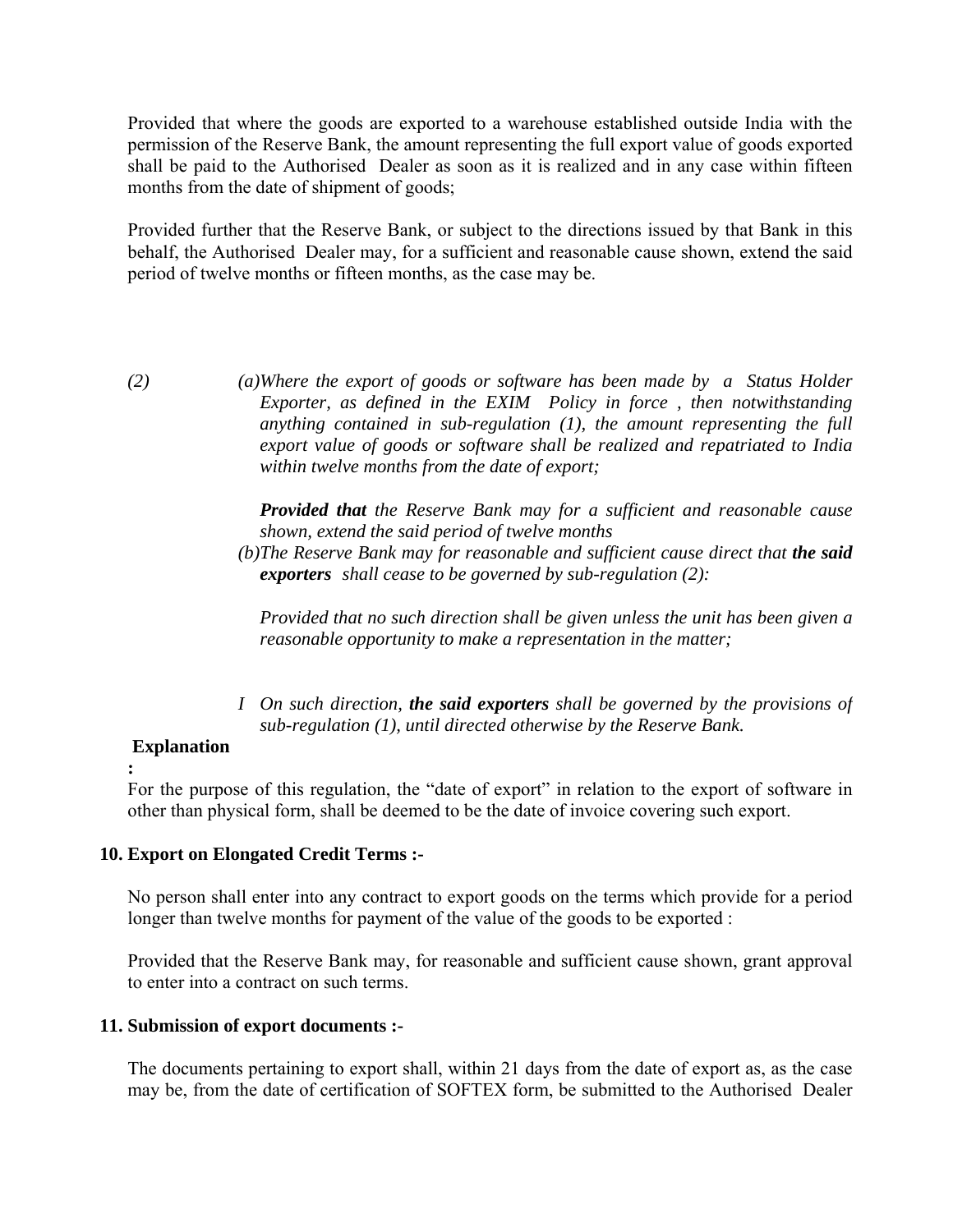Provided that where the goods are exported to a warehouse established outside India with the permission of the Reserve Bank, the amount representing the full export value of goods exported shall be paid to the Authorised Dealer as soon as it is realized and in any case within fifteen months from the date of shipment of goods;

Provided further that the Reserve Bank, or subject to the directions issued by that Bank in this behalf, the Authorised Dealer may, for a sufficient and reasonable cause shown, extend the said period of twelve months or fifteen months, as the case may be.

*(2)* *(a)Where the export of goods or software has been made by a Status Holder Exporter, as defined in the EXIM Policy in force , then notwithstanding anything contained in sub-regulation (1), the amount representing the full export value of goods or software shall be realized and repatriated to India within twelve months from the date of export;*

***Provided that** the Reserve Bank may for a sufficient and reasonable cause shown, extend the said period of twelve months*

*(b)The Reserve Bank may for reasonable and sufficient cause direct that **the said exporters** shall cease to be governed by sub-regulation (2):*

*Provided that no such direction shall be given unless the unit has been given a reasonable opportunity to make a representation in the matter;*

*I On such direction, **the said exporters** shall be governed by the provisions of sub-regulation (1), until directed otherwise by the Reserve Bank.*

**Explanation :**

For the purpose of this regulation, the "date of export" in relation to the export of software in other than physical form, shall be deemed to be the date of invoice covering such export.

**10. Export on Elongated Credit Terms :-**

No person shall enter into any contract to export goods on the terms which provide for a period longer than twelve months for payment of the value of the goods to be exported :

Provided that the Reserve Bank may, for reasonable and sufficient cause shown, grant approval to enter into a contract on such terms.

**11. Submission of export documents :-**

The documents pertaining to export shall, within 21 days from the date of export as, as the case may be, from the date of certification of SOFTEX form, be submitted to the Authorised Dealer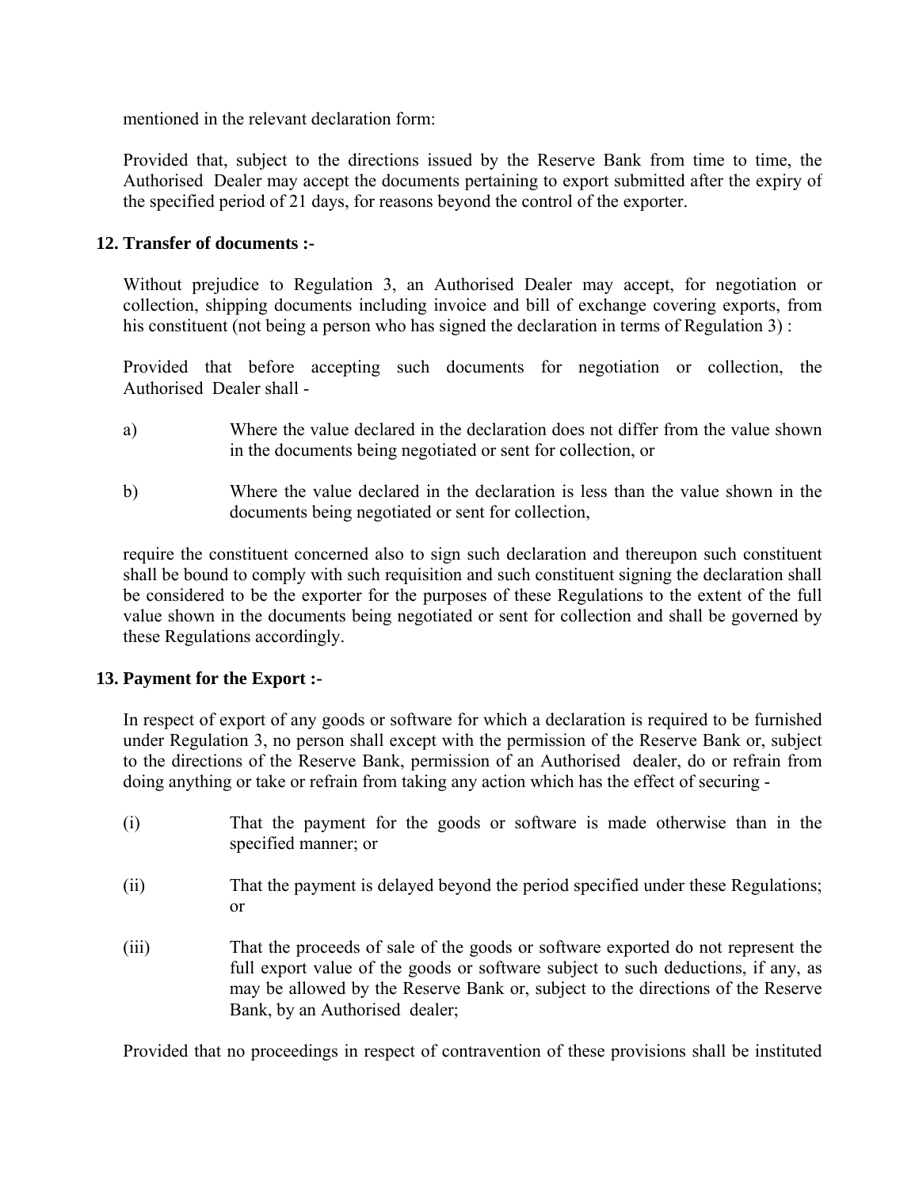mentioned in the relevant declaration form:

Provided that, subject to the directions issued by the Reserve Bank from time to time, the Authorised Dealer may accept the documents pertaining to export submitted after the expiry of the specified period of 21 days, for reasons beyond the control of the exporter.

**12. Transfer of documents :-**

Without prejudice to Regulation 3, an Authorised Dealer may accept, for negotiation or collection, shipping documents including invoice and bill of exchange covering exports, from his constituent (not being a person who has signed the declaration in terms of Regulation 3) :

Provided that before accepting such documents for negotiation or collection, the Authorised Dealer shall -

a) Where the value declared in the declaration does not differ from the value shown in the documents being negotiated or sent for collection, or

b) Where the value declared in the declaration is less than the value shown in the documents being negotiated or sent for collection,

require the constituent concerned also to sign such declaration and thereupon such constituent shall be bound to comply with such requisition and such constituent signing the declaration shall be considered to be the exporter for the purposes of these Regulations to the extent of the full value shown in the documents being negotiated or sent for collection and shall be governed by these Regulations accordingly.

**13. Payment for the Export :-**

In respect of export of any goods or software for which a declaration is required to be furnished under Regulation 3, no person shall except with the permission of the Reserve Bank or, subject to the directions of the Reserve Bank, permission of an Authorised dealer, do or refrain from doing anything or take or refrain from taking any action which has the effect of securing -

(i) That the payment for the goods or software is made otherwise than in the specified manner; or

(ii) That the payment is delayed beyond the period specified under these Regulations; or

(iii) That the proceeds of sale of the goods or software exported do not represent the full export value of the goods or software subject to such deductions, if any, as may be allowed by the Reserve Bank or, subject to the directions of the Reserve Bank, by an Authorised dealer;

Provided that no proceedings in respect of contravention of these provisions shall be instituted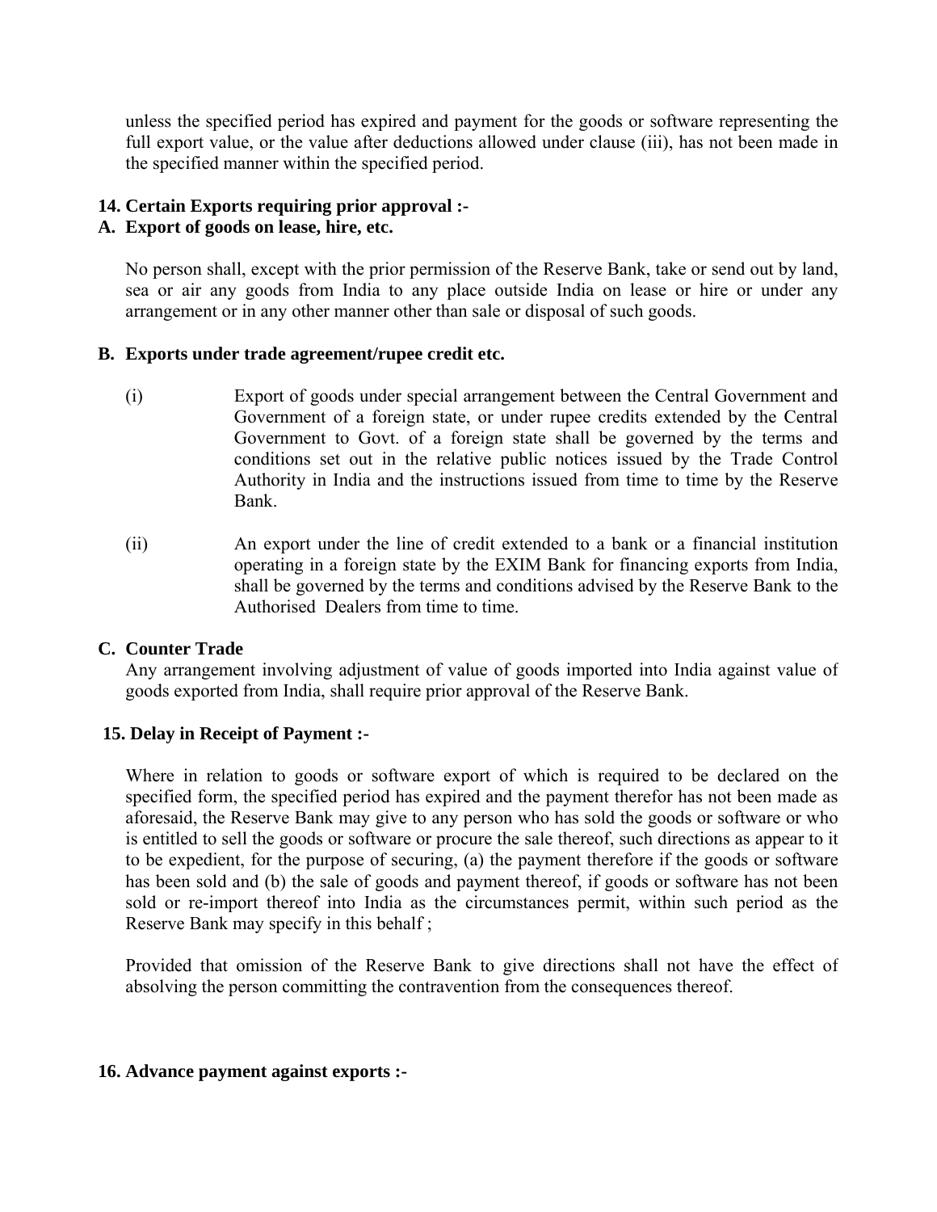unless the specified period has expired and payment for the goods or software representing the full export value, or the value after deductions allowed under clause (iii), has not been made in the specified manner within the specified period.

**14. Certain Exports requiring prior approval :-**

**A. Export of goods on lease, hire, etc.**

No person shall, except with the prior permission of the Reserve Bank, take or send out by land, sea or air any goods from India to any place outside India on lease or hire or under any arrangement or in any other manner other than sale or disposal of such goods.

**B. Exports under trade agreement/rupee credit etc.**

(i) Export of goods under special arrangement between the Central Government and Government of a foreign state, or under rupee credits extended by the Central Government to Govt. of a foreign state shall be governed by the terms and conditions set out in the relative public notices issued by the Trade Control Authority in India and the instructions issued from time to time by the Reserve Bank.

(ii) An export under the line of credit extended to a bank or a financial institution operating in a foreign state by the EXIM Bank for financing exports from India, shall be governed by the terms and conditions advised by the Reserve Bank to the Authorised Dealers from time to time.

**C. Counter Trade**

Any arrangement involving adjustment of value of goods imported into India against value of goods exported from India, shall require prior approval of the Reserve Bank.

**15. Delay in Receipt of Payment :-**

Where in relation to goods or software export of which is required to be declared on the specified form, the specified period has expired and the payment therefor has not been made as aforesaid, the Reserve Bank may give to any person who has sold the goods or software or who is entitled to sell the goods or software or procure the sale thereof, such directions as appear to it to be expedient, for the purpose of securing, (a) the payment therefore if the goods or software has been sold and (b) the sale of goods and payment thereof, if goods or software has not been sold or re-import thereof into India as the circumstances permit, within such period as the Reserve Bank may specify in this behalf ;

Provided that omission of the Reserve Bank to give directions shall not have the effect of absolving the person committing the contravention from the consequences thereof.

**16. Advance payment against exports :-**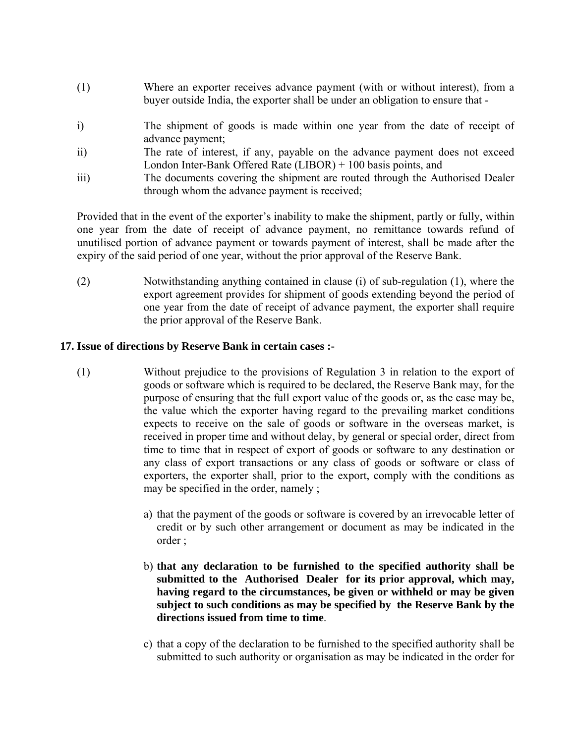(1) Where an exporter receives advance payment (with or without interest), from a buyer outside India, the exporter shall be under an obligation to ensure that -

i) The shipment of goods is made within one year from the date of receipt of advance payment;

ii) The rate of interest, if any, payable on the advance payment does not exceed London Inter-Bank Offered Rate (LIBOR) + 100 basis points, and

iii) The documents covering the shipment are routed through the Authorised Dealer through whom the advance payment is received;

Provided that in the event of the exporter's inability to make the shipment, partly or fully, within one year from the date of receipt of advance payment, no remittance towards refund of unutilised portion of advance payment or towards payment of interest, shall be made after the expiry of the said period of one year, without the prior approval of the Reserve Bank.

(2) Notwithstanding anything contained in clause (i) of sub-regulation (1), where the export agreement provides for shipment of goods extending beyond the period of one year from the date of receipt of advance payment, the exporter shall require the prior approval of the Reserve Bank.

**17. Issue of directions by Reserve Bank in certain cases :-**

(1) Without prejudice to the provisions of Regulation 3 in relation to the export of goods or software which is required to be declared, the Reserve Bank may, for the purpose of ensuring that the full export value of the goods or, as the case may be, the value which the exporter having regard to the prevailing market conditions expects to receive on the sale of goods or software in the overseas market, is received in proper time and without delay, by general or special order, direct from time to time that in respect of export of goods or software to any destination or any class of export transactions or any class of goods or software or class of exporters, the exporter shall, prior to the export, comply with the conditions as may be specified in the order, namely ;

a) that the payment of the goods or software is covered by an irrevocable letter of credit or by such other arrangement or document as may be indicated in the order ;

b) **that any declaration to be furnished to the specified authority shall be submitted to the Authorised Dealer for its prior approval, which may, having regard to the circumstances, be given or withheld or may be given subject to such conditions as may be specified by the Reserve Bank by the directions issued from time to time**.

c) that a copy of the declaration to be furnished to the specified authority shall be submitted to such authority or organisation as may be indicated in the order for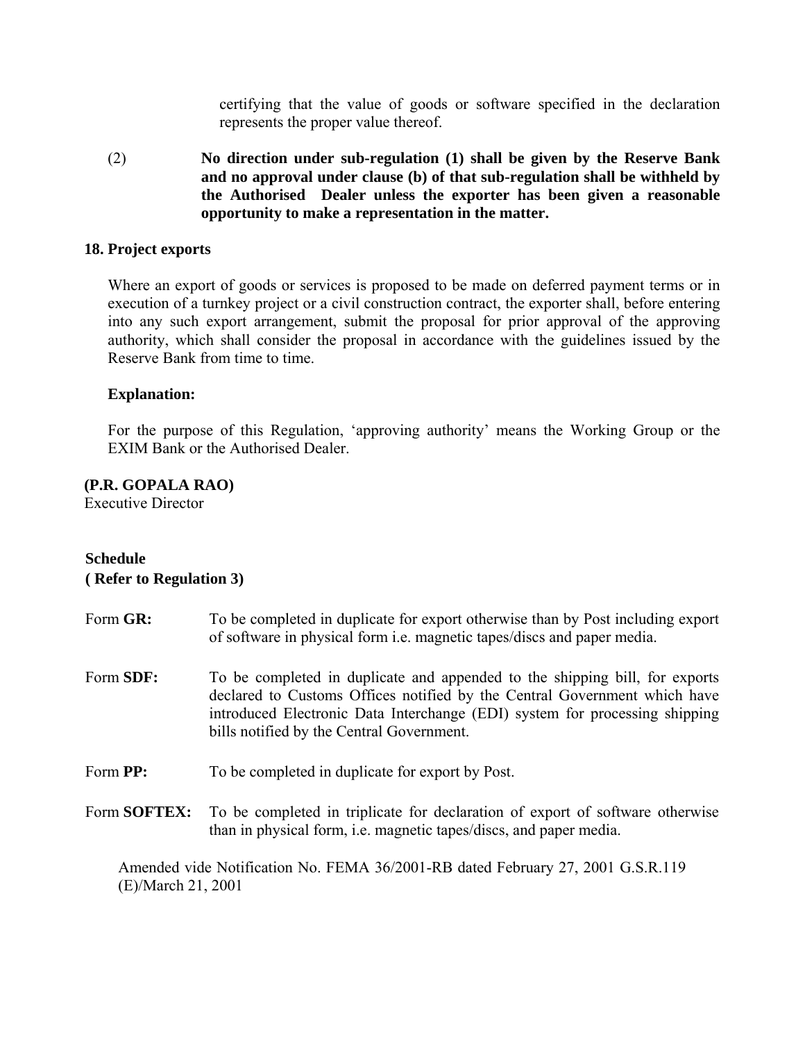certifying that the value of goods or software specified in the declaration represents the proper value thereof.

(2) **No direction under sub-regulation (1) shall be given by the Reserve Bank and no approval under clause (b) of that sub-regulation shall be withheld by the Authorised Dealer unless the exporter has been given a reasonable opportunity to make a representation in the matter.**

**18. Project exports**

Where an export of goods or services is proposed to be made on deferred payment terms or in execution of a turnkey project or a civil construction contract, the exporter shall, before entering into any such export arrangement, submit the proposal for prior approval of the approving authority, which shall consider the proposal in accordance with the guidelines issued by the Reserve Bank from time to time.

**Explanation:**

For the purpose of this Regulation, 'approving authority' means the Working Group or the EXIM Bank or the Authorised Dealer.

**(P.R. GOPALA RAO)**
Executive Director

**Schedule**
**( Refer to Regulation 3)**

Form **GR:** To be completed in duplicate for export otherwise than by Post including export of software in physical form i.e. magnetic tapes/discs and paper media.

Form **SDF:** To be completed in duplicate and appended to the shipping bill, for exports declared to Customs Offices notified by the Central Government which have introduced Electronic Data Interchange (EDI) system for processing shipping bills notified by the Central Government.

Form **PP:** To be completed in duplicate for export by Post.

Form **SOFTEX:** To be completed in triplicate for declaration of export of software otherwise than in physical form, i.e. magnetic tapes/discs, and paper media.

Amended vide Notification No. FEMA 36/2001-RB dated February 27, 2001 G.S.R.119 (E)/March 21, 2001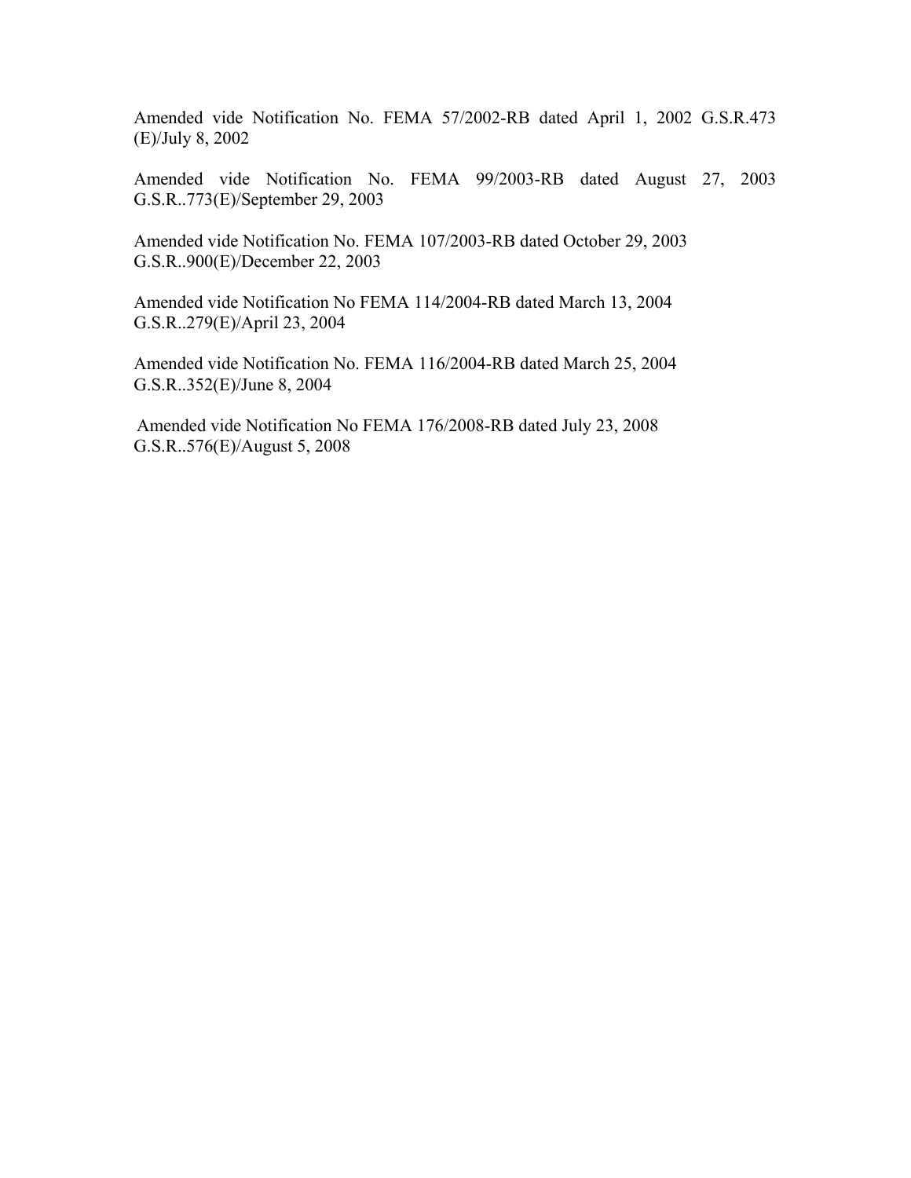Amended vide Notification No. FEMA 57/2002-RB dated April 1, 2002 G.S.R.473 (E)/July 8, 2002

Amended vide Notification No. FEMA 99/2003-RB dated August 27, 2003 G.S.R..773(E)/September 29, 2003

Amended vide Notification No. FEMA 107/2003-RB dated October 29, 2003 G.S.R..900(E)/December 22, 2003

Amended vide Notification No FEMA 114/2004-RB dated March 13, 2004 G.S.R..279(E)/April 23, 2004

Amended vide Notification No. FEMA 116/2004-RB dated March 25, 2004 G.S.R..352(E)/June 8, 2004

Amended vide Notification No FEMA 176/2008-RB dated July 23, 2008 G.S.R..576(E)/August 5, 2008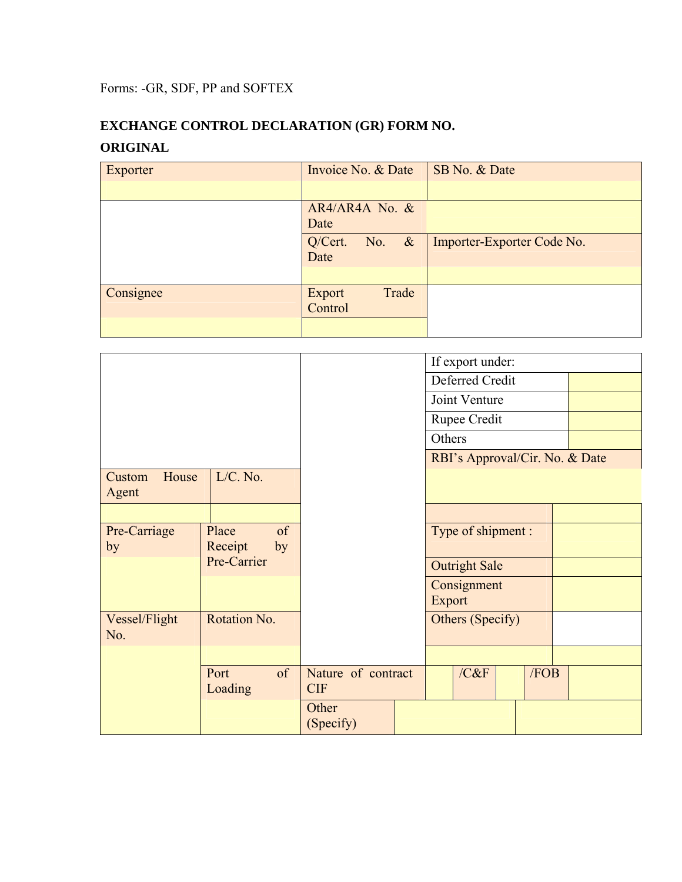Forms: -GR, SDF, PP and SOFTEX

**EXCHANGE CONTROL DECLARATION (GR) FORM NO.**

**ORIGINAL**

| Exporter | Invoice No. & Date | SB No. & Date |
|---|---|---|
| | | |
| | AR4/AR4A No. & Date | |
| | Q/Cert. No. & Date | Importer-Exporter Code No. |
| | | |
| Consignee | Export Trade Control | |
| | | |

| | | | | | | |
|---|---|---|---|---|---|---|
| | | | If export under: | | | |
| | | | Deferred Credit | | | |
| | | | Joint Venture | | | |
| | | | Rupee Credit | | | |
| | | | Others | | | |
| | | | RBI's Approval/Cir. No. & Date | | | |
| Custom House Agent | L/C. No. | | | | | |
| | | | | | | |
| Pre-Carriage by | Place of Receipt by Pre-Carrier | | Type of shipment : | | | |
| | | | Outright Sale | | | |
| | | | Consignment Export | | | |
| Vessel/Flight No. | Rotation No. | | Others (Specify) | | | |
| | | | | | | |
| | Port of Loading | Nature of contract CIF | | /C&F | | /FOB |
| | | Other (Specify) | | | | |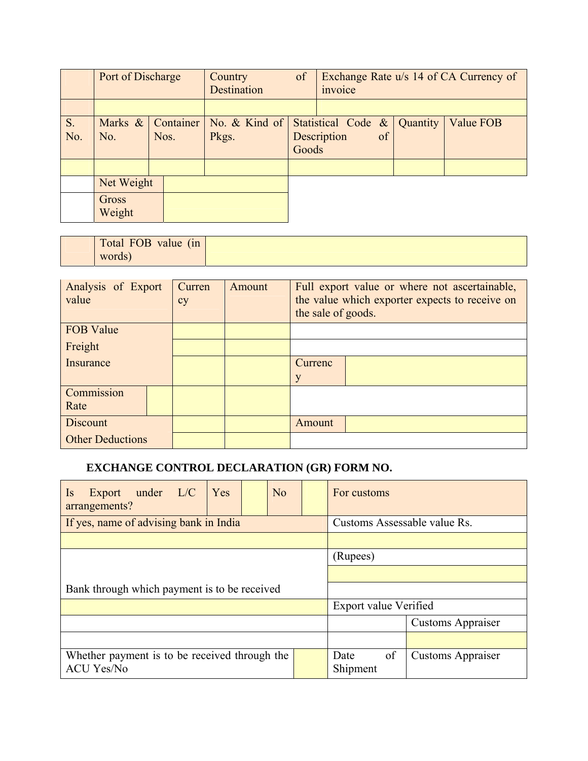| | Port of Discharge | Country of Destination | Exchange Rate u/s 14 of CA Currency of invoice |
|---|---|---|---|
| | | | |

| S. No. | Marks & No. | Container Nos. | No. & Kind of Pkgs. | Statistical Code & Description of Goods | Quantity | Value FOB |
|---|---|---|---|---|---|---|
| | | | | | | |

| | | |
|---|---|---|
| | Net Weight | |
| | Gross Weight | |

| | Total FOB value (in words) | |
|---|---|---|

| Analysis of Export value | | Currency | Amount | Full export value or where not ascertainable, the value which exporter expects to receive on the sale of goods. | |
|---|---|---|---|---|---|
| FOB Value | | | | | |
| Freight | | | | | |
| Insurance | | | | Currency | |
| Commission Rate | | | | | |
| Discount | | | | Amount | |
| Other Deductions | | | | | |

**EXCHANGE CONTROL DECLARATION (GR) FORM NO.**

| Is Export under L/C arrangements? | Yes | | No | | For customs | |
|---|---|---|---|---|---|---|
| If yes, name of advising bank in India | | | | | Customs Assessable value Rs. | |
| | | | | | | |
| | | | | | (Rupees) | |
| | | | | | | |
| Bank through which payment is to be received | | | | | | |
| | | | | | Export value Verified | |
| | | | | | | Customs Appraiser |
| | | | | | | |
| Whether payment is to be received through the ACU Yes/No | | | | | Date of Shipment | Customs Appraiser |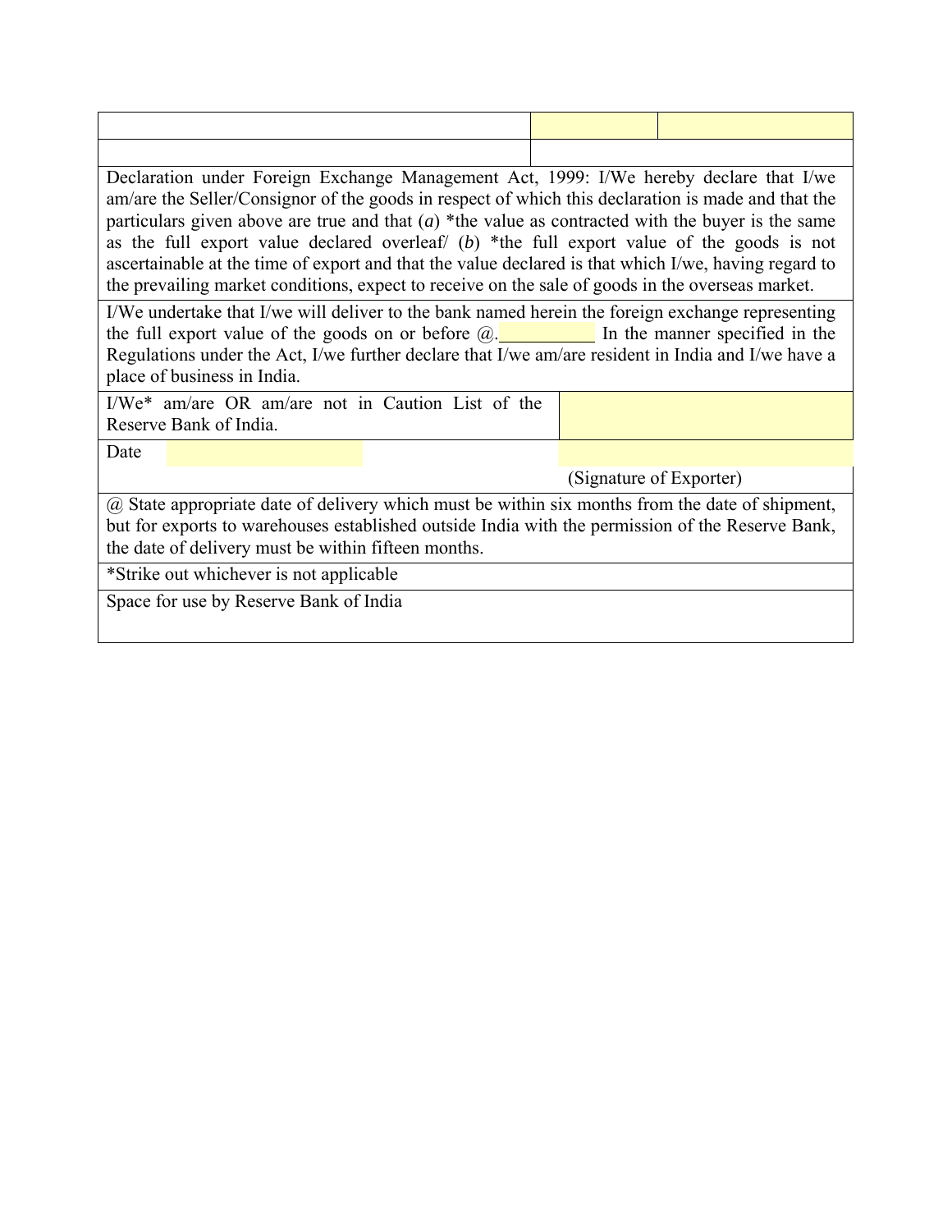| | | |
|---|---|---|
| | | |

Declaration under Foreign Exchange Management Act, 1999: I/We hereby declare that I/we am/are the Seller/Consignor of the goods in respect of which this declaration is made and that the particulars given above are true and that (*a*) *the value as contracted with the buyer is the same as the full export value declared overleaf/ (*b*) *the full export value of the goods is not ascertainable at the time of export and that the value declared is that which I/we, having regard to the prevailing market conditions, expect to receive on the sale of goods in the overseas market.

I/We undertake that I/we will deliver to the bank named herein the foreign exchange representing the full export value of the goods on or before @.__________ In the manner specified in the Regulations under the Act, I/we further declare that I/we am/are resident in India and I/we have a place of business in India.

| I/We* am/are OR am/are not in Caution List of the Reserve Bank of India. | |
|---|---|

Date

(Signature of Exporter)

@ State appropriate date of delivery which must be within six months from the date of shipment, but for exports to warehouses established outside India with the permission of the Reserve Bank, the date of delivery must be within fifteen months.

*Strike out whichever is not applicable

Space for use by Reserve Bank of India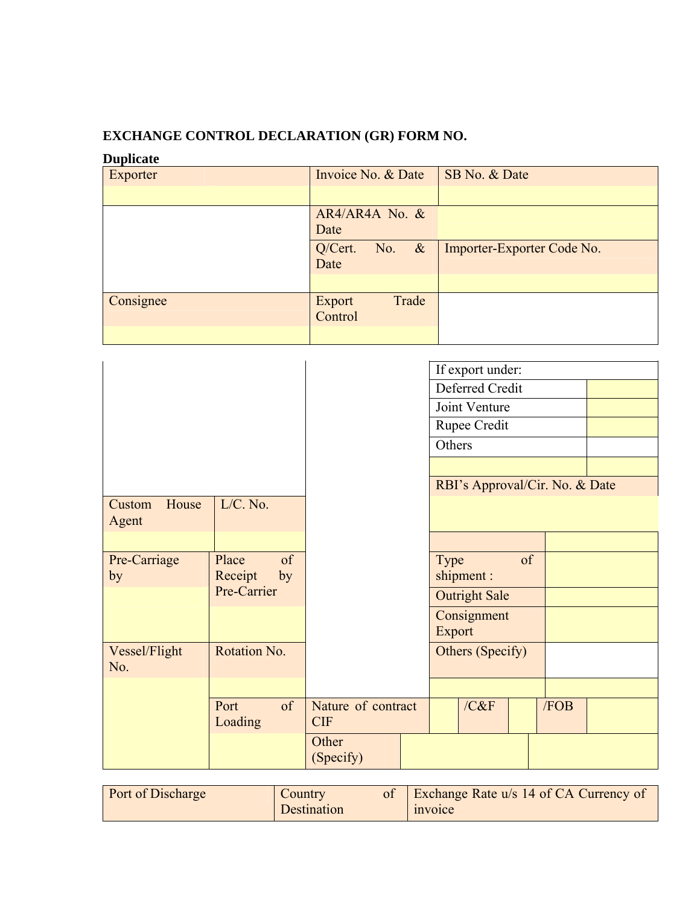**EXCHANGE CONTROL DECLARATION (GR) FORM NO.**

**Duplicate**

| Exporter | Invoice No. & Date | SB No. & Date |
|---|---|---|
| | | |
| | AR4/AR4A No. & Date | |
| | Q/Cert. No. & Date | Importer-Exporter Code No. |
| | | |
| Consignee | Export Trade Control | |
| | | |

| | | | | |
|---|---|---|---|---|
| | | | If export under: | |
| | | | Deferred Credit | |
| | | | Joint Venture | |
| | | | Rupee Credit | |
| | | | Others | |
| | | | | |
| | | | RBI's Approval/Cir. No. & Date | |
| Custom House Agent | L/C. No. | | | |
| | | | | |
| Pre-Carriage by | Place of Receipt by Pre-Carrier | | Type of shipment : | |
| | | | Outright Sale | |
| | | | Consignment Export | |
| Vessel/Flight No. | Rotation No. | | Others (Specify) | |
| | | | | |
| | Port of Loading | Nature of contract CIF | /C&F | /FOB |
| | | Other (Specify) | | |

| Port of Discharge | Country of Destination | Exchange Rate u/s 14 of CA Currency of invoice |
|---|---|---|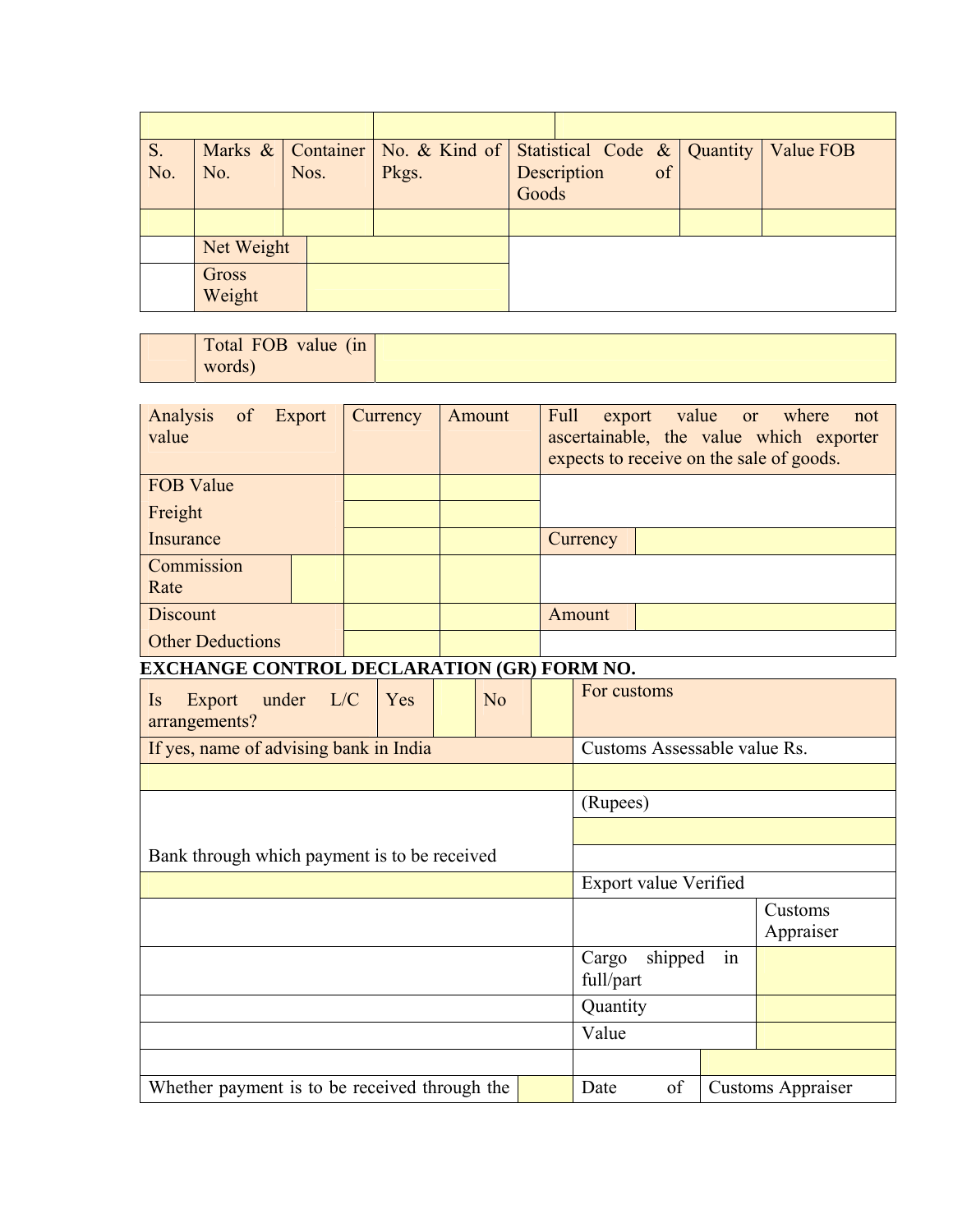| | | | | | | |
|---|---|---|---|---|---|---|
| S. No. | Marks & No. | Container Nos. | No. & Kind of Pkgs. | Statistical Code & Description of Goods | Quantity | Value FOB |
| | | | | | | |
| | Net Weight | | | | | |
| | Gross Weight | | | | | |

| | |
|---|---|
| Total FOB value (in words) | |

| Analysis of Export value | | Currency | Amount | Full export value or where not ascertainable, the value which exporter expects to receive on the sale of goods. | |
|---|---|---|---|---|---|
| FOB Value | | | | | |
| Freight | | | | | |
| Insurance | | | | Currency | |
| Commission Rate | | | | | |
| Discount | | | | Amount | |
| Other Deductions | | | | | |

**EXCHANGE CONTROL DECLARATION (GR) FORM NO.**

| Is Export under L/C arrangements? | Yes | | No | | For customs | |
|---|---|---|---|---|---|---|
| If yes, name of advising bank in India | | | | | Customs Assessable value Rs. | |
| | | | | | | |
| | | | | | (Rupees) | |
| | | | | | | |
| Bank through which payment is to be received | | | | | | |
| | | | | | Export value Verified | |
| | | | | | | Customs Appraiser |
| | | | | | Cargo shipped in full/part | |
| | | | | | Quantity | |
| | | | | | Value | |
| | | | | | | |
| Whether payment is to be received through the | | | | | Date of | Customs Appraiser |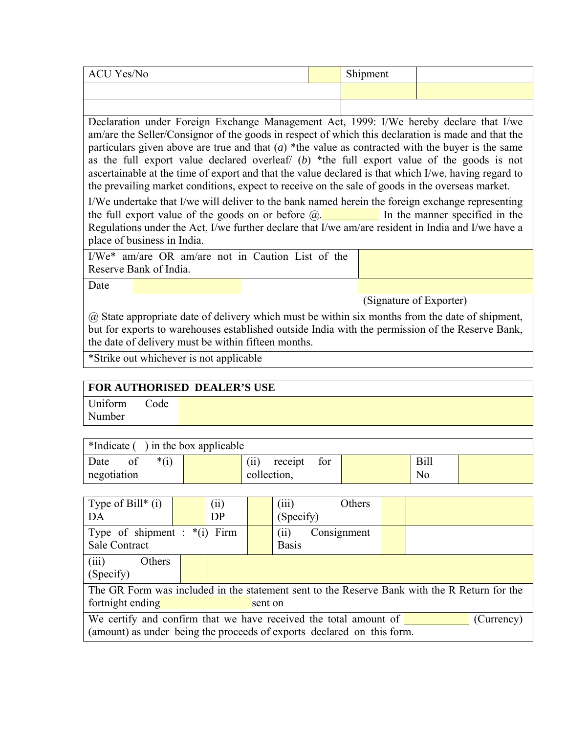| ACU Yes/No | | Shipment | |
|---|---|---|---|
| | | | |
| | | | |

Declaration under Foreign Exchange Management Act, 1999: I/We hereby declare that I/we am/are the Seller/Consignor of the goods in respect of which this declaration is made and that the particulars given above are true and that (*a*) *the value as contracted with the buyer is the same as the full export value declared overleaf/ (*b*) *the full export value of the goods is not ascertainable at the time of export and that the value declared is that which I/we, having regard to the prevailing market conditions, expect to receive on the sale of goods in the overseas market.

I/We undertake that I/we will deliver to the bank named herein the foreign exchange representing the full export value of the goods on or before @.__________ In the manner specified in the Regulations under the Act, I/we further declare that I/we am/are resident in India and I/we have a place of business in India.

| I/We* am/are OR am/are not in Caution List of the Reserve Bank of India. | |
|---|---|
| Date | (Signature of Exporter) |

@ State appropriate date of delivery which must be within six months from the date of shipment, but for exports to warehouses established outside India with the permission of the Reserve Bank, the date of delivery must be within fifteen months.

*Strike out whichever is not applicable

| **FOR AUTHORISED DEALER'S USE** | |
|---|---|
| Uniform Code Number | |

| *Indicate ( ) in the box applicable | | | | | |
|---|---|---|---|---|---|
| Date of negotiation *(i) | | (ii) receipt for collection, | | Bill No | |

| Type of Bill* (i) DA | | (ii) DP | | (iii) Others (Specify) | | |
|---|---|---|---|---|---|---|
| Type of shipment : *(i) Firm Sale Contract | | | | (ii) Consignment Basis | | |
| (iii) Others (Specify) | | | | | | |

The GR Form was included in the statement sent to the Reserve Bank with the R Return for the fortnight ending_________________sent on

We certify and confirm that we have received the total amount of ____________ (Currency) (amount) as under being the proceeds of exports declared on this form.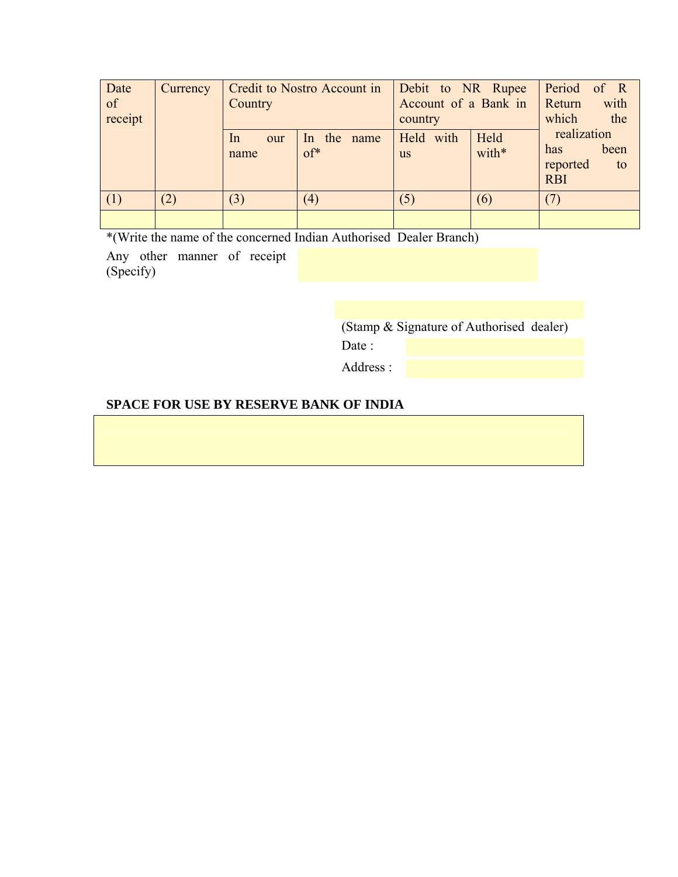| Date of receipt | Currency | Credit to Nostro Account in Country | | Debit to NR Rupee Account of a Bank in country | | Period of R Return with which the realization has been reported to RBI |
|---|---|---|---|---|---|---|
| | | In our name | In the name of* | Held with us | Held with* | |
| (1) | (2) | (3) | (4) | (5) | (6) | (7) |
| | | | | | | |

*(Write the name of the concerned Indian Authorised Dealer Branch)

Any other manner of receipt (Specify)

(Stamp & Signature of Authorised dealer)

Date :

Address :

**SPACE FOR USE BY RESERVE BANK OF INDIA**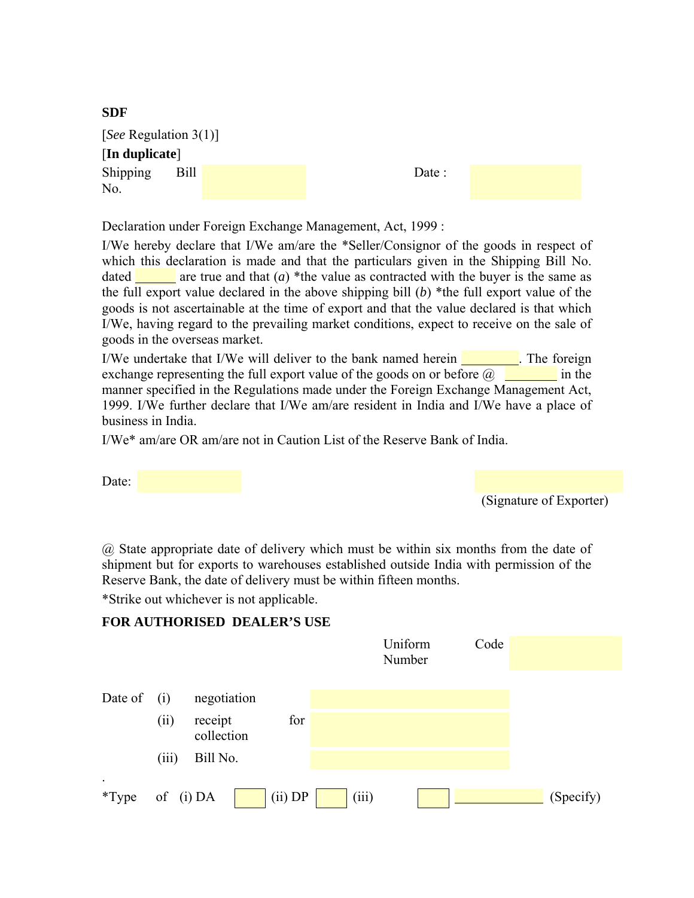**SDF**

[*See* Regulation 3(1)]

[**In duplicate**]

Shipping Bill No. ____________ Date : ____________

Declaration under Foreign Exchange Management, Act, 1999 :

I/We hereby declare that I/We am/are the *Seller/Consignor of the goods in respect of which this declaration is made and that the particulars given in the Shipping Bill No. dated ______ are true and that (*a*) *the value as contracted with the buyer is the same as the full export value declared in the above shipping bill (*b*) *the full export value of the goods is not ascertainable at the time of export and that the value declared is that which I/We, having regard to the prevailing market conditions, expect to receive on the sale of goods in the overseas market.

I/We undertake that I/We will deliver to the bank named herein ________. The foreign exchange representing the full export value of the goods on or before @ ________ in the manner specified in the Regulations made under the Foreign Exchange Management Act, 1999. I/We further declare that I/We am/are resident in India and I/We have a place of business in India.

I/We* am/are OR am/are not in Caution List of the Reserve Bank of India.

Date: ____________

(Signature of Exporter)

@ State appropriate date of delivery which must be within six months from the date of shipment but for exports to warehouses established outside India with permission of the Reserve Bank, the date of delivery must be within fifteen months.

*Strike out whichever is not applicable.

**FOR AUTHORISED DEALER'S USE**

Uniform Code Number ____________

Date of (i) negotiation ____________

(ii) receipt for collection ____________

(iii) Bill No. ____________

*Type of (i) DA [ ] (ii) DP [ ] (iii) [ ] ____________ (Specify)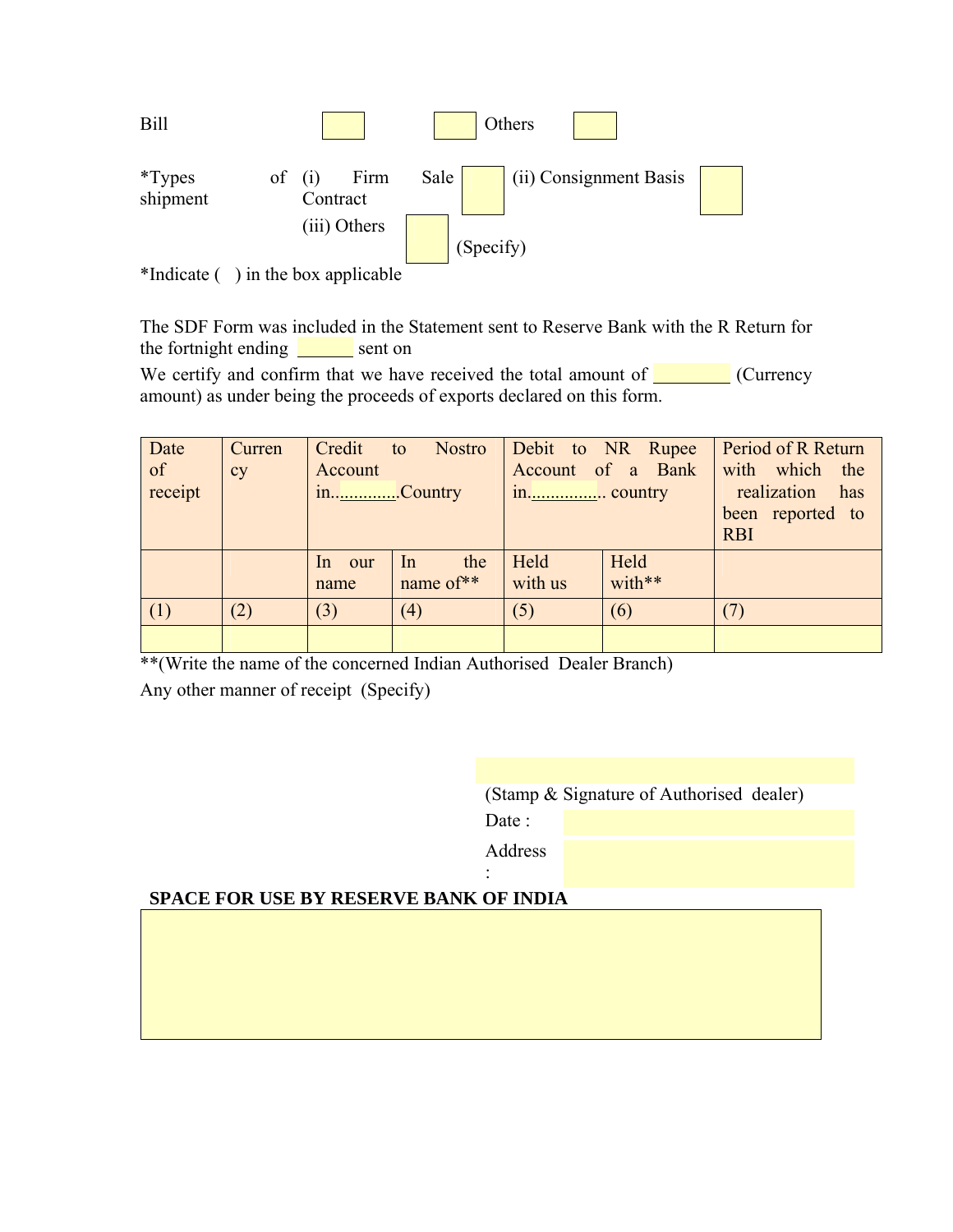Bill ☐ ☐ Others ☐

*Types of shipment (i) Firm Sale Contract ☐ (ii) Consignment Basis ☐

(iii) Others ☐ (Specify)

*Indicate ( ) in the box applicable

The SDF Form was included in the Statement sent to Reserve Bank with the R Return for the fortnight ending ______ sent on

We certify and confirm that we have received the total amount of _________ (Currency amount) as under being the proceeds of exports declared on this form.

| Date of receipt | Currency | Credit to Nostro Account in.............Country | | Debit to NR Rupee Account of a Bank in................ country | | Period of R Return with which the realization has been reported to RBI |
|---|---|---|---|---|---|---|
| | | In our name | In the name of** | Held with us | Held with** | |
| (1) | (2) | (3) | (4) | (5) | (6) | (7) |
| | | | | | | |

**(Write the name of the concerned Indian Authorised Dealer Branch)

Any other manner of receipt (Specify)

(Stamp & Signature of Authorised dealer)

Date :

Address :

**SPACE FOR USE BY RESERVE BANK OF INDIA**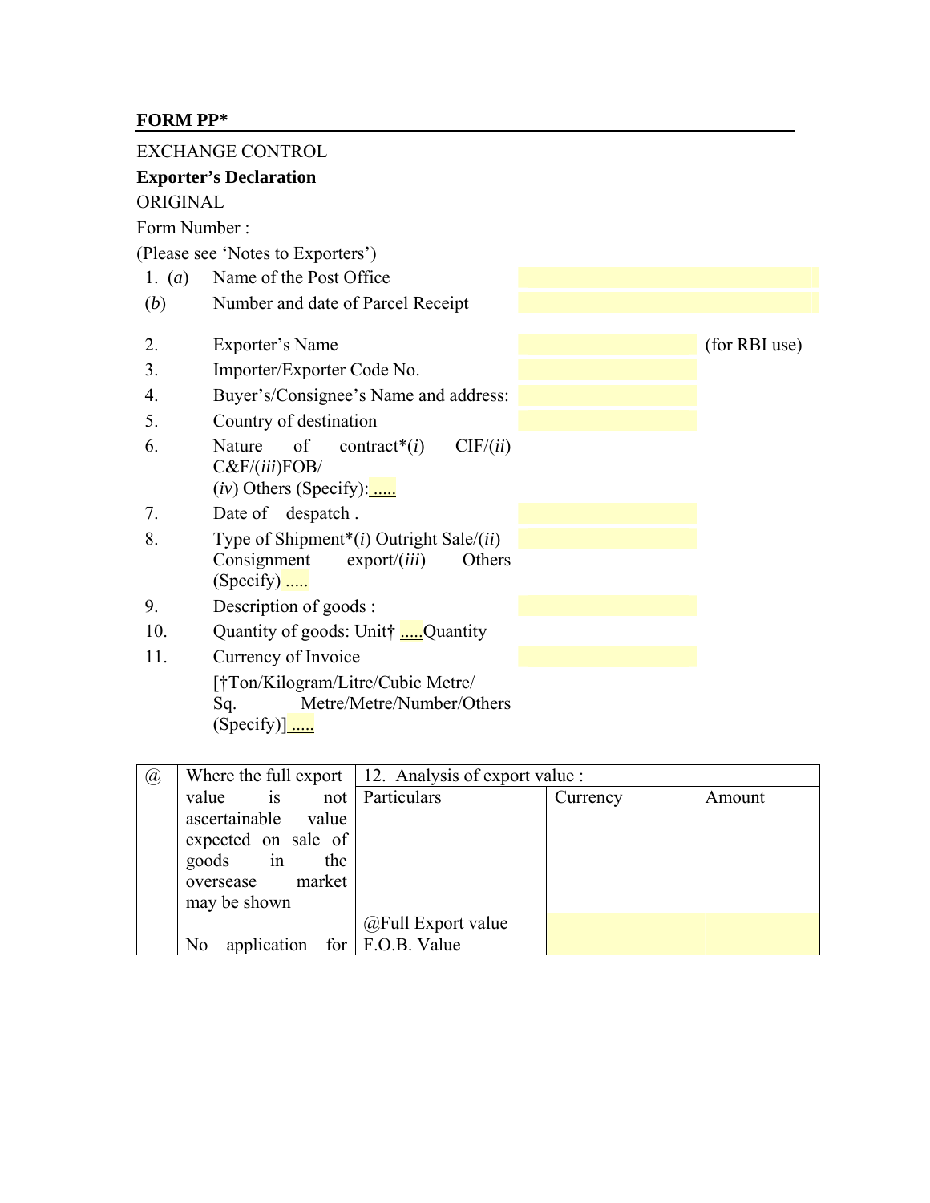**FORM PP***

EXCHANGE CONTROL

**Exporter's Declaration**

ORIGINAL

Form Number :

(Please see 'Notes to Exporters')

1. (*a*) Name of the Post Office

(*b*) Number and date of Parcel Receipt

2. Exporter's Name (for RBI use)
3. Importer/Exporter Code No.
4. Buyer's/Consignee's Name and address:
5. Country of destination
6. Nature of contract*(*i*) CIF/(*ii*) C&F/(*iii*)FOB/ (*iv*) Others (Specify): .....
7. Date of despatch .
8. Type of Shipment*(*i*) Outright Sale/(*ii*) Consignment export/(*iii*) Others (Specify) .....
9. Description of goods :
10. Quantity of goods: Unit† .....Quantity
11. Currency of Invoice

[†Ton/Kilogram/Litre/Cubic Metre/ Sq. Metre/Metre/Number/Others (Specify)] .....

| @ | Where the full export value is not ascertainable value expected on sale of goods in the oversease market may be shown | 12. Analysis of export value : | | |
|---|---|---|---|---|
| | | Particulars | Currency | Amount |
| | | @Full Export value | | |
| | No application for | F.O.B. Value | | |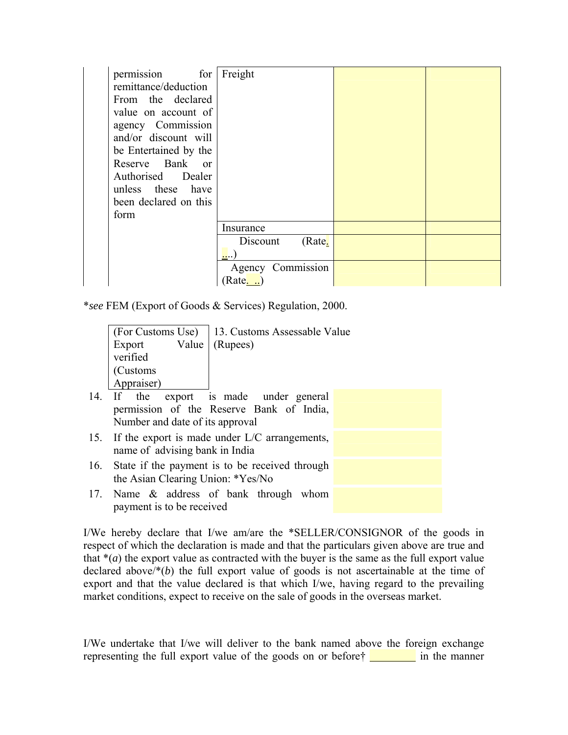| | permission for remittance/deduction From the declared value on account of agency Commission and/or discount will be Entertained by the Reserve Bank or Authorised Dealer unless these have been declared on this form | Freight | | |
|---|---|---|---|---|
| | | Insurance | | |
| | | Discount (Rate. ...) | | |
| | | Agency Commission (Rate. ..) | | |

*see FEM (Export of Goods & Services) Regulation, 2000.

| (For Customs Use) Export Value verified (Customs Appraiser) | 13. Customs Assessable Value (Rupees) |
|---|---|

14. If the export is made under general permission of the Reserve Bank of India, Number and date of its approval
15. If the export is made under L/C arrangements, name of advising bank in India
16. State if the payment is to be received through the Asian Clearing Union: *Yes/No
17. Name & address of bank through whom payment is to be received

I/We hereby declare that I/we am/are the *SELLER/CONSIGNOR of the goods in respect of which the declaration is made and that the particulars given above are true and that *(*a*) the export value as contracted with the buyer is the same as the full export value declared above/*(*b*) the full export value of goods is not ascertainable at the time of export and that the value declared is that which I/we, having regard to the prevailing market conditions, expect to receive on the sale of goods in the overseas market.

I/We undertake that I/we will deliver to the bank named above the foreign exchange representing the full export value of the goods on or before† _________ in the manner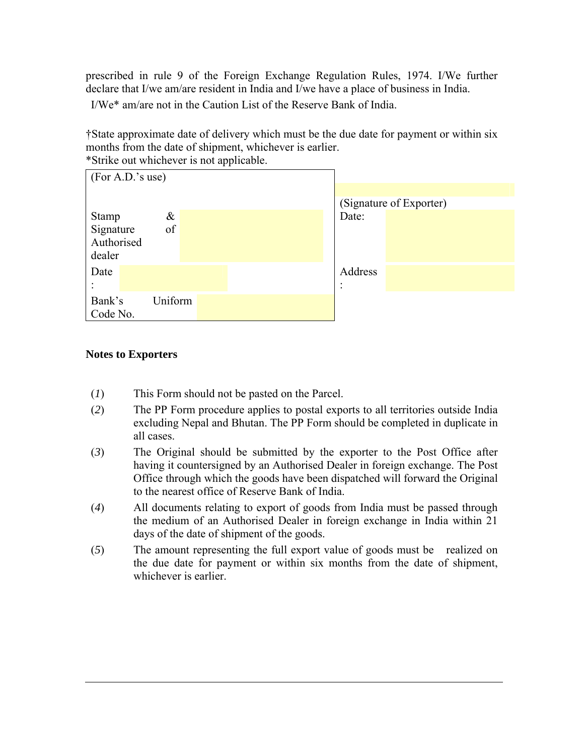prescribed in rule 9 of the Foreign Exchange Regulation Rules, 1974. I/We further declare that I/we am/are resident in India and I/we have a place of business in India.

I/We* am/are not in the Caution List of the Reserve Bank of India.

†State approximate date of delivery which must be the due date for payment or within six months from the date of shipment, whichever is earlier.

*Strike out whichever is not applicable.

| (For A.D.'s use) | | |
|---|---|---|
| Stamp & Signature of Authorised dealer | | (Signature of Exporter) Date: |
| Date : | | Address : |
| Bank's Uniform Code No. | | |

**Notes to Exporters**

(*1*) This Form should not be pasted on the Parcel.

(*2*) The PP Form procedure applies to postal exports to all territories outside India excluding Nepal and Bhutan. The PP Form should be completed in duplicate in all cases.

(*3*) The Original should be submitted by the exporter to the Post Office after having it countersigned by an Authorised Dealer in foreign exchange. The Post Office through which the goods have been dispatched will forward the Original to the nearest office of Reserve Bank of India.

(*4*) All documents relating to export of goods from India must be passed through the medium of an Authorised Dealer in foreign exchange in India within 21 days of the date of shipment of the goods.

(*5*) The amount representing the full export value of goods must be realized on the due date for payment or within six months from the date of shipment, whichever is earlier.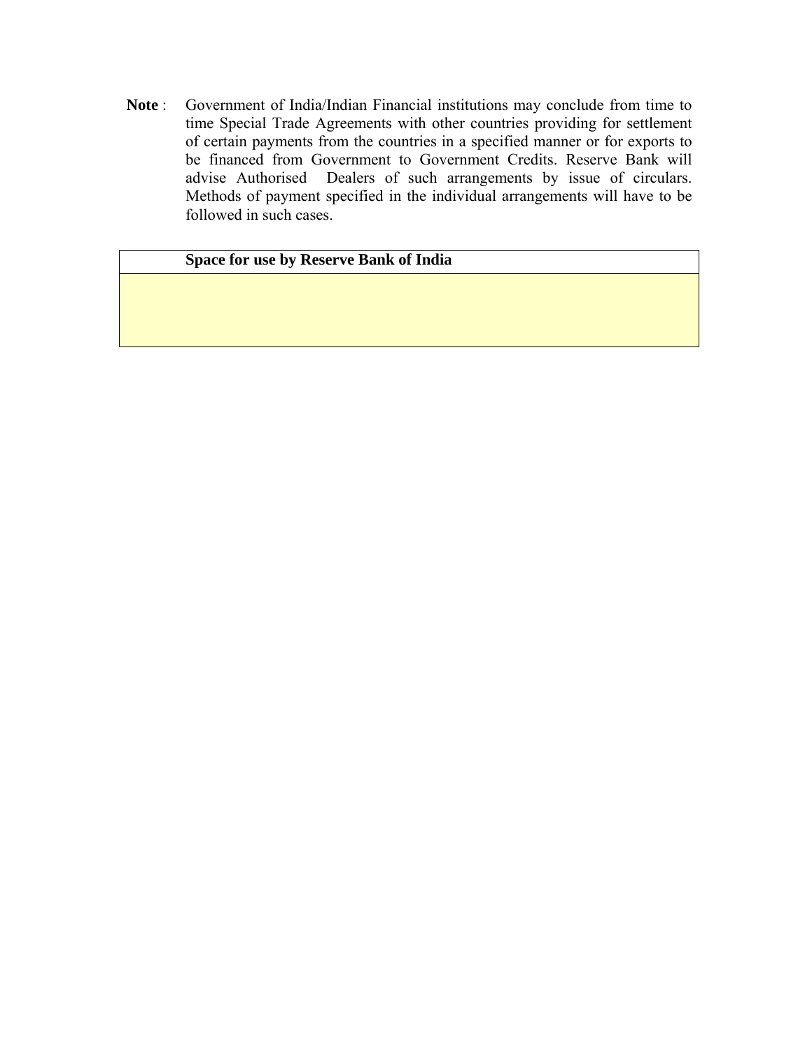**Note** : Government of India/Indian Financial institutions may conclude from time to time Special Trade Agreements with other countries providing for settlement of certain payments from the countries in a specified manner or for exports to be financed from Government to Government Credits. Reserve Bank will advise Authorised Dealers of such arrangements by issue of circulars. Methods of payment specified in the individual arrangements will have to be followed in such cases.

| **Space for use by Reserve Bank of India** |
| --- |
| |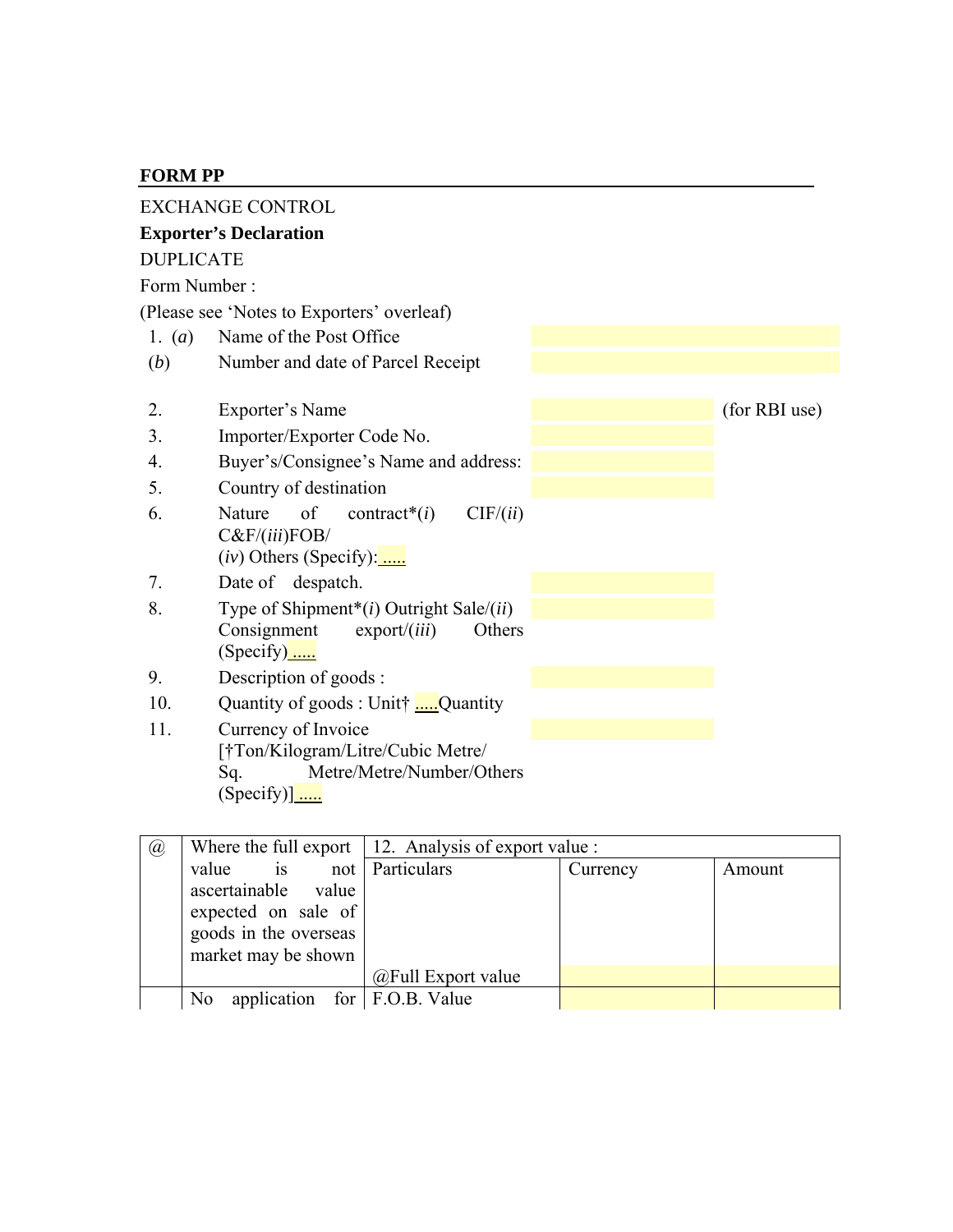**FORM PP**

EXCHANGE CONTROL

**Exporter's Declaration**

DUPLICATE

Form Number :

(Please see 'Notes to Exporters' overleaf)

1. (*a*) Name of the Post Office

(*b*) Number and date of Parcel Receipt

2. Exporter's Name (for RBI use)
3. Importer/Exporter Code No.
4. Buyer's/Consignee's Name and address:
5. Country of destination
6. Nature of contract*(*i*) CIF/(*ii*) C&F/(*iii*)FOB/ (*iv*) Others (Specify): .....
7. Date of despatch.
8. Type of Shipment*(*i*) Outright Sale/(*ii*) Consignment export/(*iii*) Others (Specify) .....
9. Description of goods :
10. Quantity of goods : Unit† .....Quantity
11. Currency of Invoice [†Ton/Kilogram/Litre/Cubic Metre/ Sq. Metre/Metre/Number/Others (Specify)] .....

| @ | Where the full export value is not ascertainable value expected on sale of goods in the overseas market may be shown | 12. Analysis of export value : | | |
|---|---|---|---|---|
| | | Particulars | Currency | Amount |
| | | @Full Export value | | |
| | No application for | F.O.B. Value | | |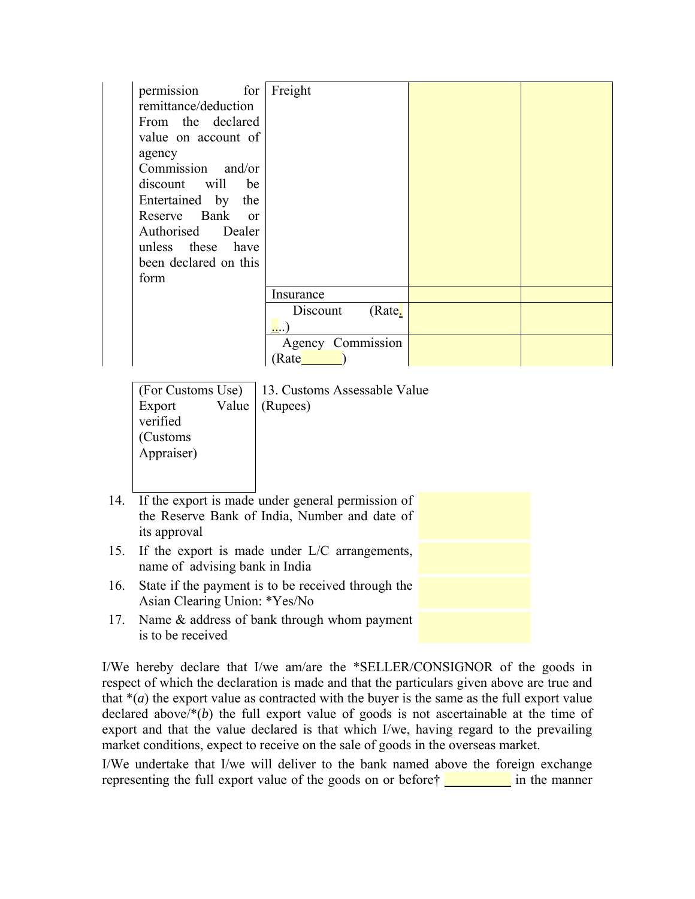| | | | |
|---|---|---|---|
| permission for remittance/deduction From the declared value on account of agency Commission and/or discount will be Entertained by the Reserve Bank or Authorised Dealer unless these have been declared on this form | Freight | | |
| | Insurance | | |
| | Discount (Rate.....) | | |
| | Agency Commission (Rate______) | | |

| (For Customs Use) Export Value verified (Customs Appraiser) | 13. Customs Assessable Value (Rupees) |
|---|---|

14. If the export is made under general permission of the Reserve Bank of India, Number and date of its approval
15. If the export is made under L/C arrangements, name of advising bank in India
16. State if the payment is to be received through the Asian Clearing Union: *Yes/No
17. Name & address of bank through whom payment is to be received

I/We hereby declare that I/we am/are the *SELLER/CONSIGNOR of the goods in respect of which the declaration is made and that the particulars given above are true and that *(*a*) the export value as contracted with the buyer is the same as the full export value declared above/*(*b*) the full export value of goods is not ascertainable at the time of export and that the value declared is that which I/we, having regard to the prevailing market conditions, expect to receive on the sale of goods in the overseas market.

I/We undertake that I/we will deliver to the bank named above the foreign exchange representing the full export value of the goods on or before† __________ in the manner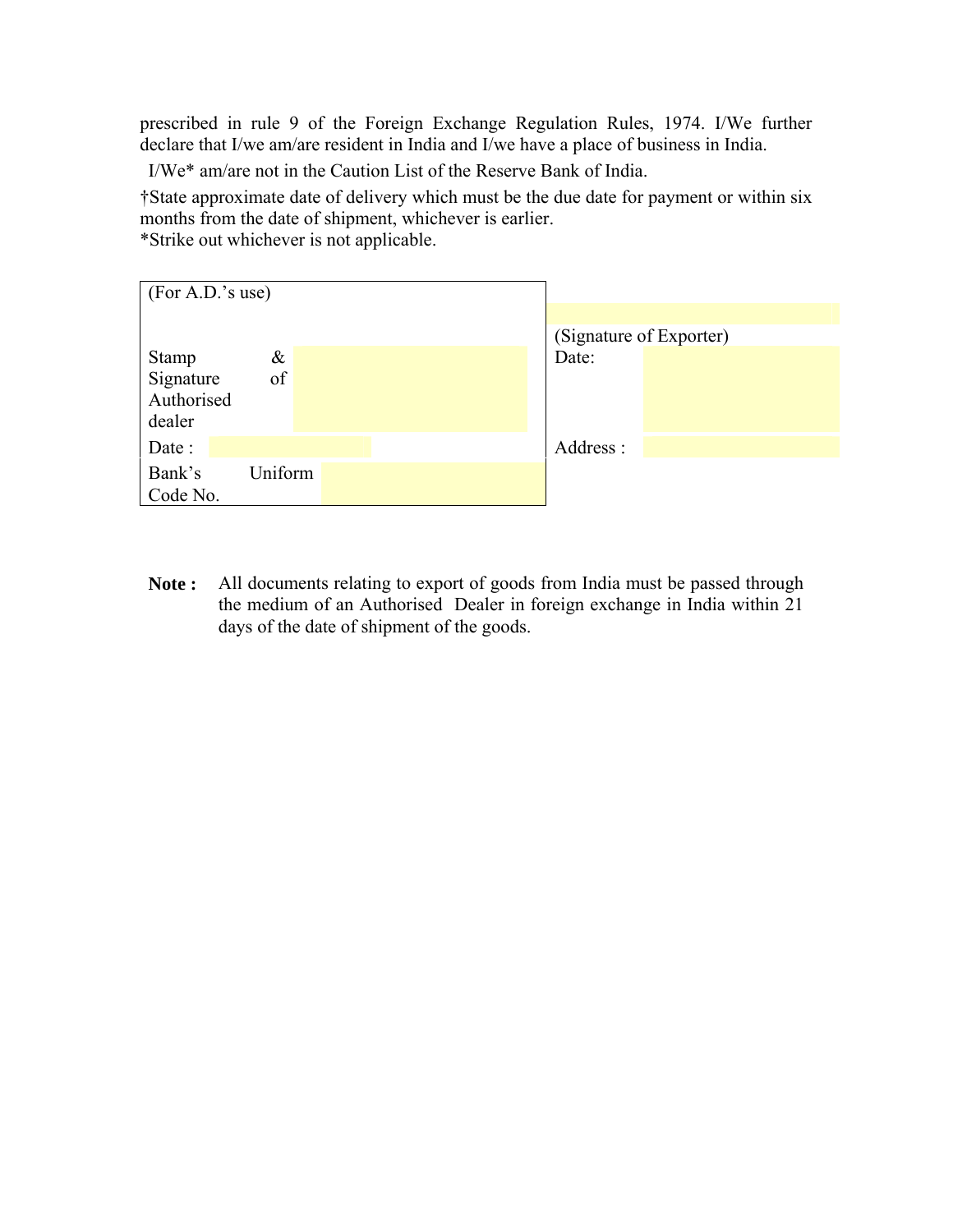prescribed in rule 9 of the Foreign Exchange Regulation Rules, 1974. I/We further declare that I/we am/are resident in India and I/we have a place of business in India.

I/We* am/are not in the Caution List of the Reserve Bank of India.

†State approximate date of delivery which must be the due date for payment or within six months from the date of shipment, whichever is earlier.
*Strike out whichever is not applicable.

| (For A.D.'s use) | | |
|---|---|---|
| Stamp & Signature of Authorised dealer | | (Signature of Exporter) |
| | | Date: |
| Date : | | Address : |
| Bank's Uniform Code No. | | |

**Note :** All documents relating to export of goods from India must be passed through the medium of an Authorised Dealer in foreign exchange in India within 21 days of the date of shipment of the goods.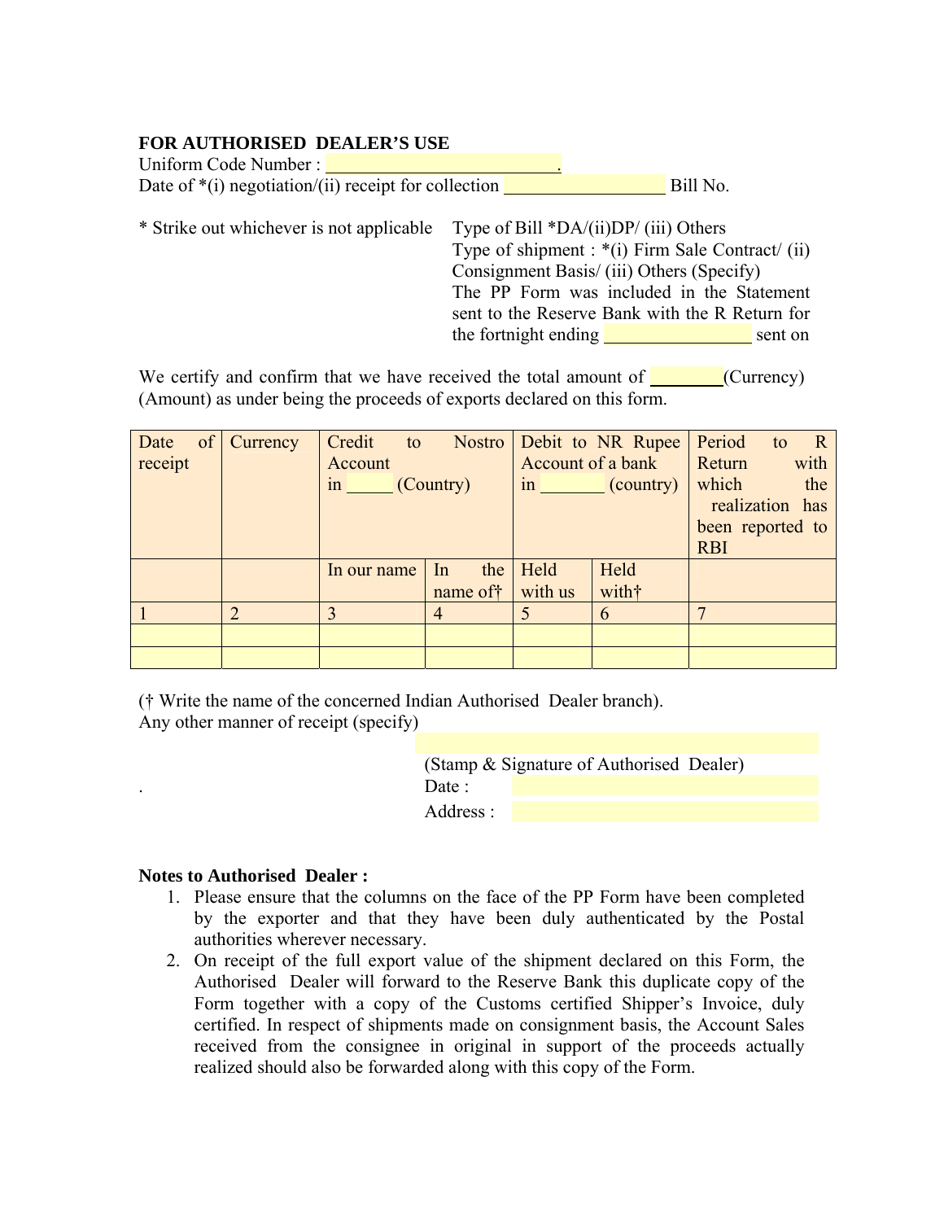**FOR AUTHORISED DEALER'S USE**

Uniform Code Number : ______________________.

Date of *(i) negotiation/(ii) receipt for collection ________________ Bill No.

\* Strike out whichever is not applicable

Type of Bill *DA/(ii)DP/ (iii) Others

Type of shipment : *(i) Firm Sale Contract/ (ii) Consignment Basis/ (iii) Others (Specify)

The PP Form was included in the Statement sent to the Reserve Bank with the R Return for the fortnight ending ______________ sent on

We certify and confirm that we have received the total amount of ________(Currency) (Amount) as under being the proceeds of exports declared on this form.

| Date of receipt | Currency | Credit to Nostro Account in _____ (Country) | | Debit to NR Rupee Account of a bank in _______ (country) | | Period to R Return with which the realization has been reported to RBI |
|---|---|---|---|---|---|---|
| | | In our name | In the name of† | Held with us | Held with† | |
| 1 | 2 | 3 | 4 | 5 | 6 | 7 |
| | | | | | | |
| | | | | | | |

(† Write the name of the concerned Indian Authorised Dealer branch).

Any other manner of receipt (specify)

(Stamp & Signature of Authorised Dealer)

Date :

Address :

**Notes to Authorised Dealer :**

1. Please ensure that the columns on the face of the PP Form have been completed by the exporter and that they have been duly authenticated by the Postal authorities wherever necessary.
2. On receipt of the full export value of the shipment declared on this Form, the Authorised Dealer will forward to the Reserve Bank this duplicate copy of the Form together with a copy of the Customs certified Shipper's Invoice, duly certified. In respect of shipments made on consignment basis, the Account Sales received from the consignee in original in support of the proceeds actually realized should also be forwarded along with this copy of the Form.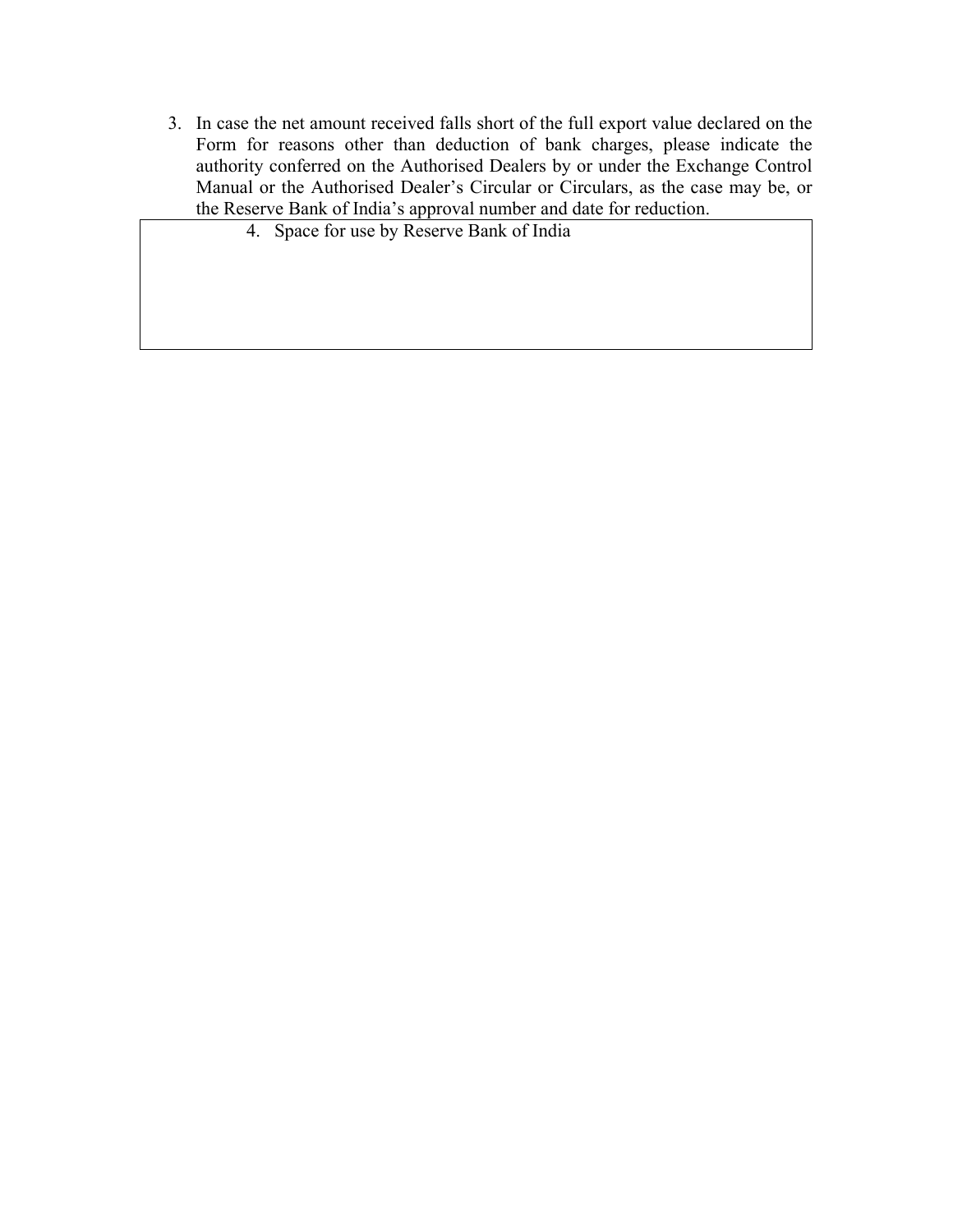3. In case the net amount received falls short of the full export value declared on the Form for reasons other than deduction of bank charges, please indicate the authority conferred on the Authorised Dealers by or under the Exchange Control Manual or the Authorised Dealer's Circular or Circulars, as the case may be, or the Reserve Bank of India's approval number and date for reduction.

| 4. Space for use by Reserve Bank of India |
|---|
| |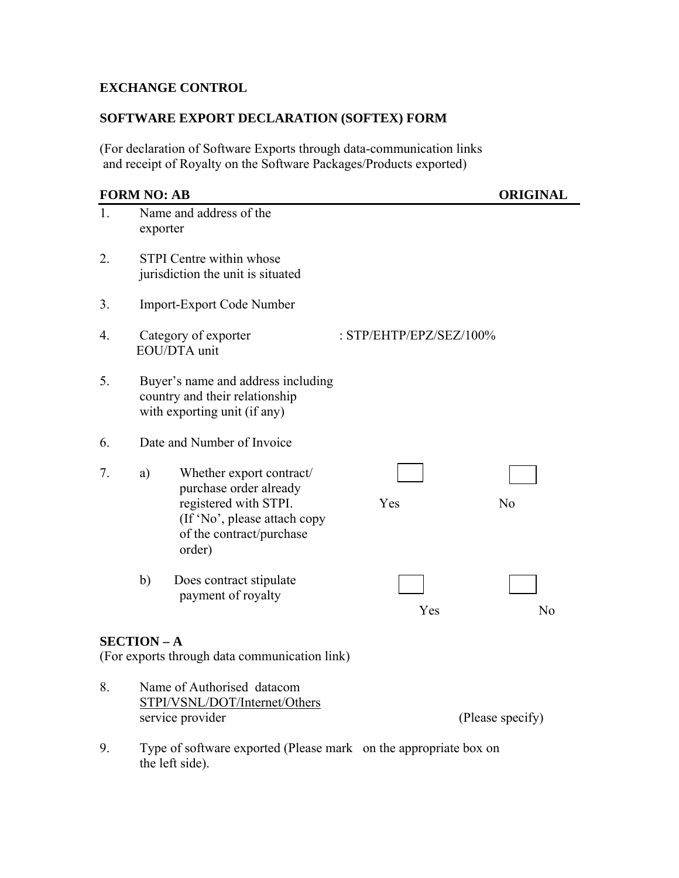**EXCHANGE CONTROL**

**SOFTWARE EXPORT DECLARATION (SOFTEX) FORM**

(For declaration of Software Exports through data-communication links and receipt of Royalty on the Software Packages/Products exported)

**FORM NO: AB** **ORIGINAL**

---

1. Name and address of the exporter

2. STPI Centre within whose jurisdiction the unit is situated

3. Import-Export Code Number

4. Category of exporter : STP/EHTP/EPZ/SEZ/100% EOU/DTA unit

5. Buyer's name and address including country and their relationship with exporting unit (if any)

6. Date and Number of Invoice

7. a) Whether export contract/ purchase order already registered with STPI. (If 'No', please attach copy of the contract/purchase order) ☐ Yes ☐ No

   b) Does contract stipulate payment of royalty ☐ Yes ☐ No

**SECTION – A**
(For exports through data communication link)

8. Name of Authorised datacom <u>STPI/VSNL/DOT/Internet/Others</u> service provider (Please specify)

9. Type of software exported (Please mark on the appropriate box on the left side).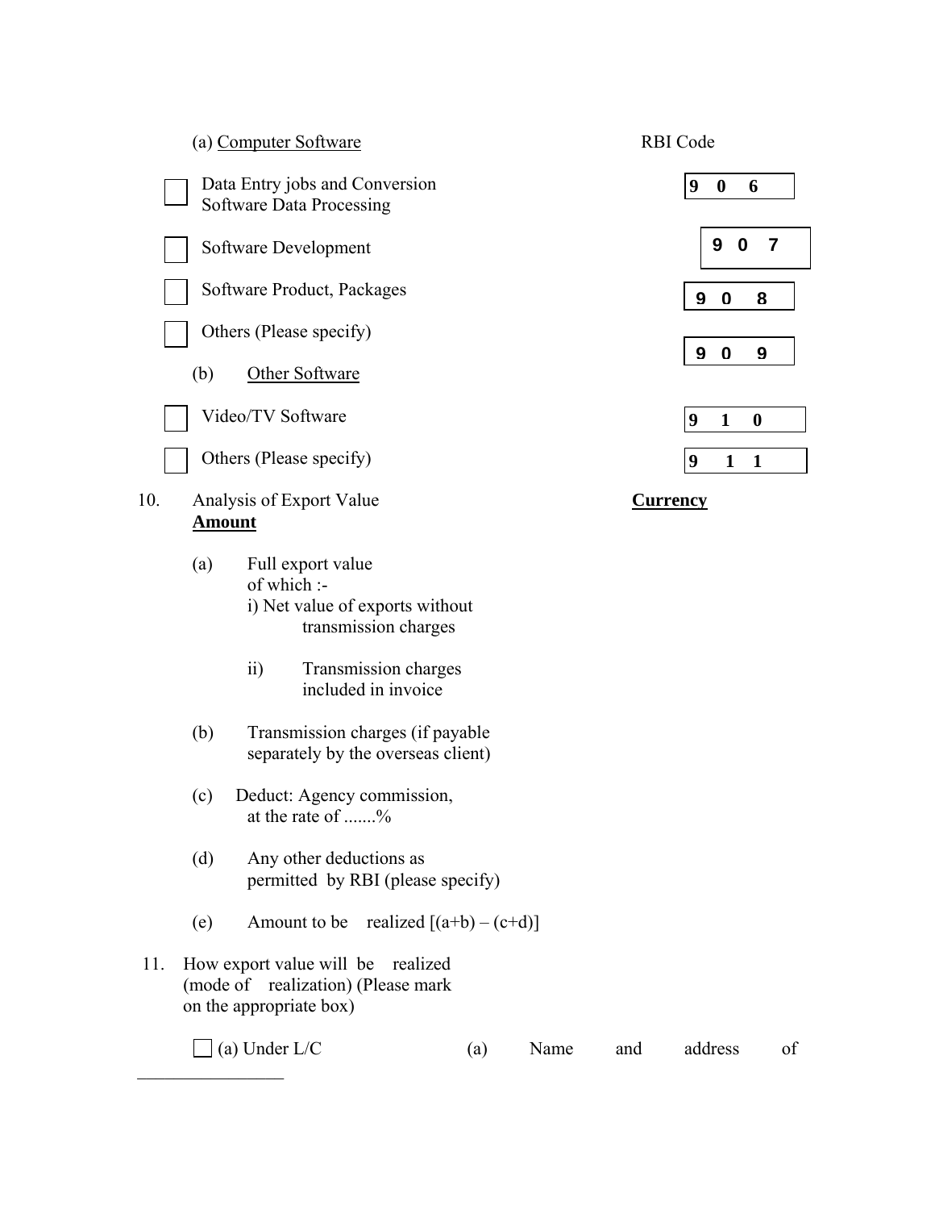(a) Computer Software RBI Code

| | Item | RBI Code |
|---|---|---|
| ☐ | Data Entry jobs and Conversion Software Data Processing | 9 0 6 |
| ☐ | Software Development | 9 0 7 |
| ☐ | Software Product, Packages | 9 0 8 |
| ☐ | Others (Please specify) | 9 0 9 |

(b) Other Software

| | Item | RBI Code |
|---|---|---|
| ☐ | Video/TV Software | 9 1 0 |
| ☐ | Others (Please specify) | 9 1 1 |

10. Analysis of Export Value **Currency**
**Amount**

(a) Full export value
of which :-
i) Net value of exports without transmission charges

ii) Transmission charges included in invoice

(b) Transmission charges (if payable separately by the overseas client)

(c) Deduct: Agency commission, at the rate of .......%

(d) Any other deductions as permitted by RBI (please specify)

(e) Amount to be realized [(a+b) – (c+d)]

11. How export value will be realized (mode of realization) (Please mark on the appropriate box)

☐ (a) Under L/C (a) Name and address of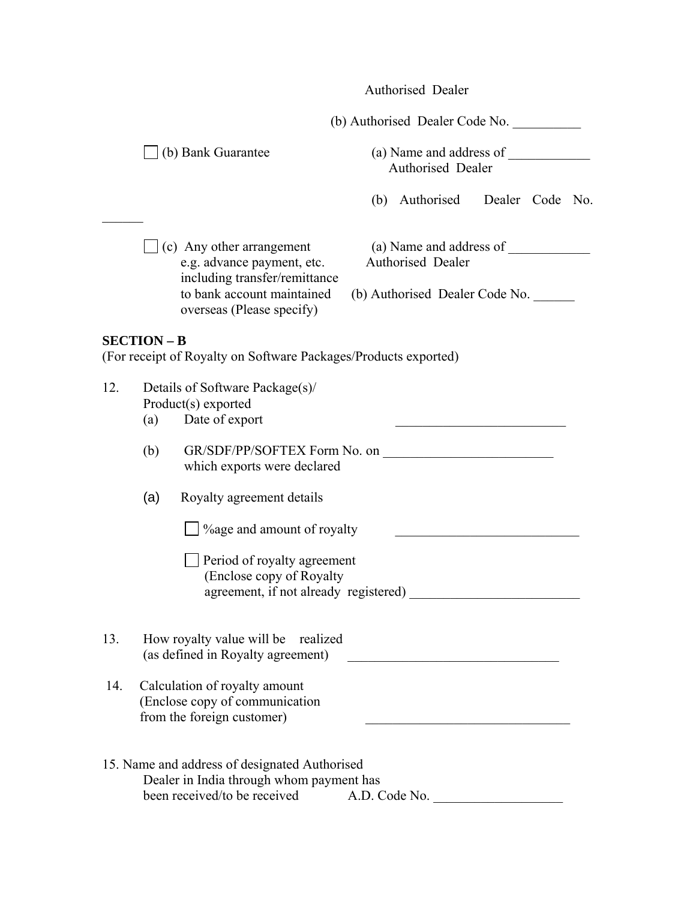Authorised Dealer

(b) Authorised Dealer Code No. __________

☐ (b) Bank Guarantee (a) Name and address of ____________ Authorised Dealer

(b) Authorised Dealer Code No. ______

☐ (c) Any other arrangement e.g. advance payment, etc. including transfer/remittance to bank account maintained overseas (Please specify) (a) Name and address of ____________ Authorised Dealer

(b) Authorised Dealer Code No. ______

**SECTION – B**

(For receipt of Royalty on Software Packages/Products exported)

12. Details of Software Package(s)/ Product(s) exported
    - (a) Date of export _________________________
    - (b) GR/SDF/PP/SOFTEX Form No. on which exports were declared _________________________
    - (a) Royalty agreement details
      - ☐ %age and amount of royalty ___________________________
      - ☐ Period of royalty agreement (Enclose copy of Royalty agreement, if not already registered) _________________________

13. How royalty value will be realized (as defined in Royalty agreement) _______________________________

14. Calculation of royalty amount (Enclose copy of communication from the foreign customer) ______________________________

15. Name and address of designated Authorised Dealer in India through whom payment has been received/to be received A.D. Code No. ___________________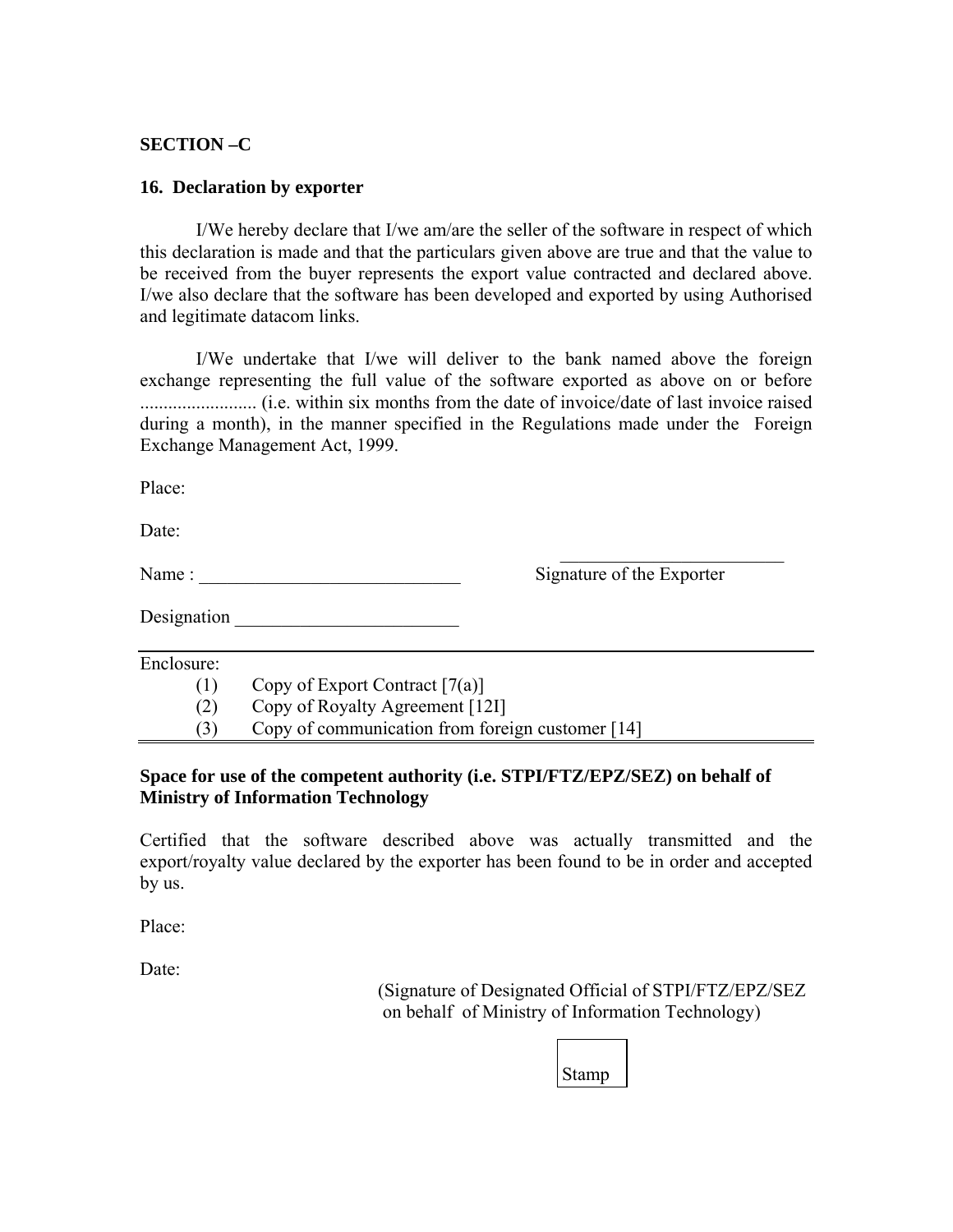**SECTION –C**

**16. Declaration by exporter**

I/We hereby declare that I/we am/are the seller of the software in respect of which this declaration is made and that the particulars given above are true and that the value to be received from the buyer represents the export value contracted and declared above. I/we also declare that the software has been developed and exported by using Authorised and legitimate datacom links.

I/We undertake that I/we will deliver to the bank named above the foreign exchange representing the full value of the software exported as above on or before ......................... (i.e. within six months from the date of invoice/date of last invoice raised during a month), in the manner specified in the Regulations made under the Foreign Exchange Management Act, 1999.

Place:

Date:

Name : ____________________________ ________________________ Signature of the Exporter

Designation ________________________

---

Enclosure:

(1) Copy of Export Contract [7(a)]
(2) Copy of Royalty Agreement [12I]
(3) Copy of communication from foreign customer [14]

---

**Space for use of the competent authority (i.e. STPI/FTZ/EPZ/SEZ) on behalf of Ministry of Information Technology**

Certified that the software described above was actually transmitted and the export/royalty value declared by the exporter has been found to be in order and accepted by us.

Place:

Date:

(Signature of Designated Official of STPI/FTZ/EPZ/SEZ on behalf of Ministry of Information Technology)

Stamp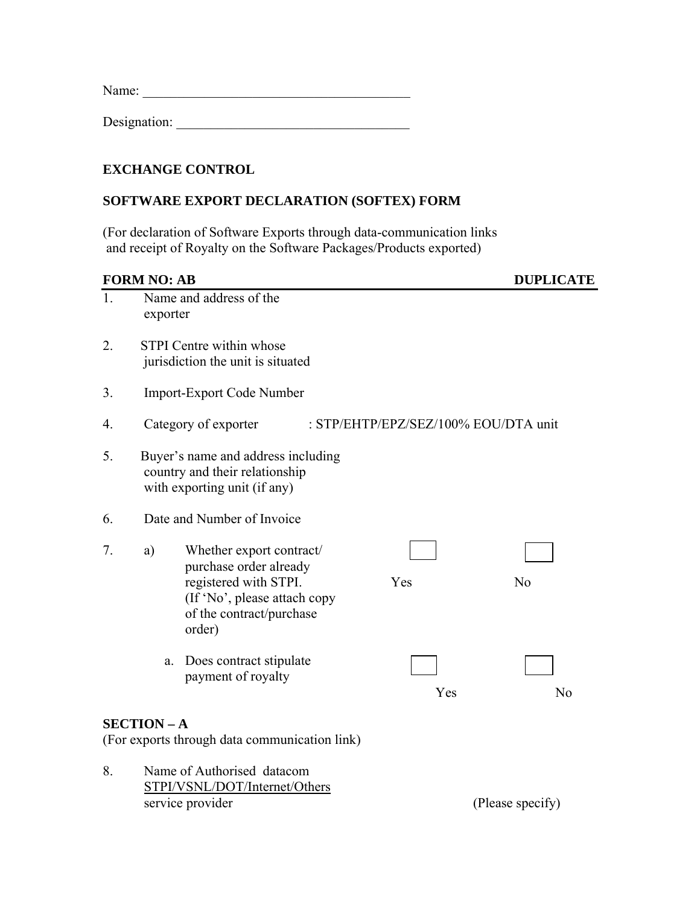Name: ________________________________________

Designation: __________________________________

**EXCHANGE CONTROL**

**SOFTWARE EXPORT DECLARATION (SOFTEX) FORM**

(For declaration of Software Exports through data-communication links and receipt of Royalty on the Software Packages/Products exported)

**FORM NO: AB** **DUPLICATE**

1. Name and address of the exporter

2. STPI Centre within whose jurisdiction the unit is situated

3. Import-Export Code Number

4. Category of exporter : STP/EHTP/EPZ/SEZ/100% EOU/DTA unit

5. Buyer's name and address including country and their relationship with exporting unit (if any)

6. Date and Number of Invoice

7. a) Whether export contract/ purchase order already registered with STPI. (If 'No', please attach copy of the contract/purchase order) ☐ Yes ☐ No

   a. Does contract stipulate payment of royalty ☐ Yes ☐ No

**SECTION – A**
(For exports through data communication link)

8. Name of Authorised datacom STPI/VSNL/DOT/Internet/Others service provider (Please specify)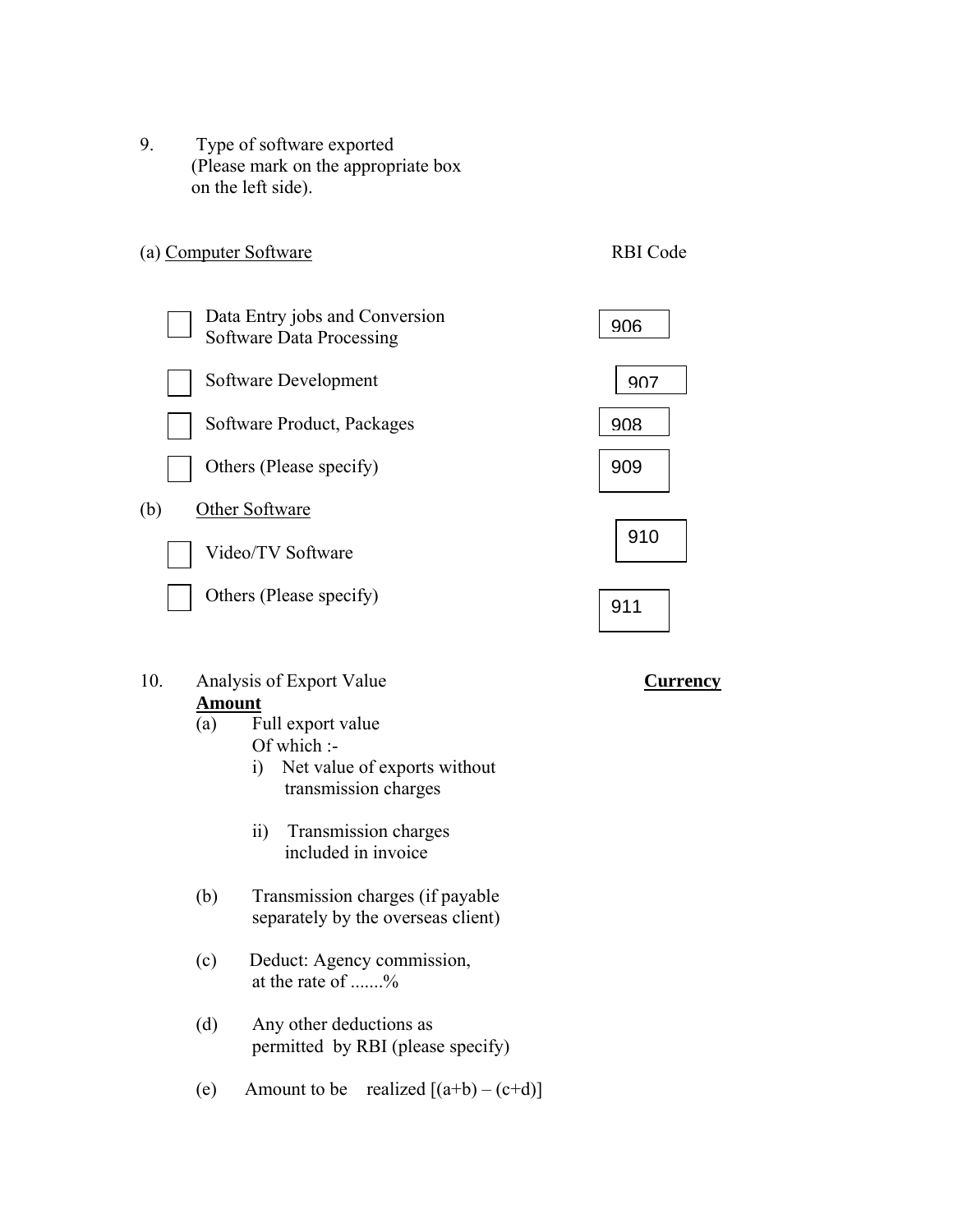9. Type of software exported
   (Please mark on the appropriate box on the left side).

| (a) Computer Software | RBI Code |
| --- | --- |
| ☐ Data Entry jobs and Conversion Software Data Processing | 906 |
| ☐ Software Development | 907 |
| ☐ Software Product, Packages | 908 |
| ☐ Others (Please specify) | 909 |
| **(b) Other Software** | |
| ☐ Video/TV Software | 910 |
| ☐ Others (Please specify) | 911 |

10. Analysis of Export Value **Currency** **Amount**

(a) Full export value
    Of which :-
    i) Net value of exports without transmission charges
    ii) Transmission charges included in invoice

(b) Transmission charges (if payable separately by the overseas client)

(c) Deduct: Agency commission, at the rate of .......%

(d) Any other deductions as permitted by RBI (please specify)

(e) Amount to be realized [(a+b) – (c+d)]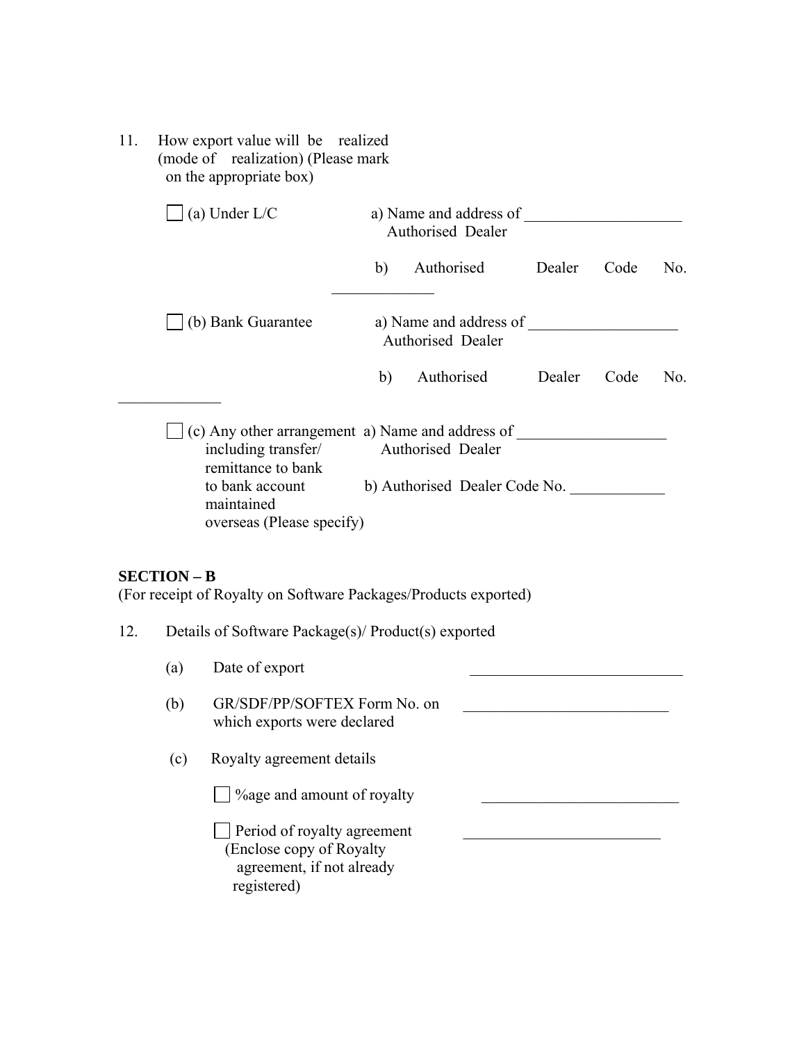11. How export value will be realized (mode of realization) (Please mark on the appropriate box)

☐ (a) Under L/C

a) Name and address of Authorised Dealer ____________________

b) Authorised Dealer Code No. ____________

☐ (b) Bank Guarantee

a) Name and address of Authorised Dealer ____________________

b) Authorised Dealer Code No. ____________

☐ (c) Any other arrangement including transfer/ remittance to bank to bank account maintained overseas (Please specify)

a) Name and address of Authorised Dealer ____________________

b) Authorised Dealer Code No. ____________

**SECTION – B**

(For receipt of Royalty on Software Packages/Products exported)

12. Details of Software Package(s)/ Product(s) exported

(a) Date of export ____________________________

(b) GR/SDF/PP/SOFTEX Form No. on which exports were declared ____________________________

(c) Royalty agreement details

☐ %age and amount of royalty ____________________________

☐ Period of royalty agreement (Enclose copy of Royalty agreement, if not already registered) ____________________________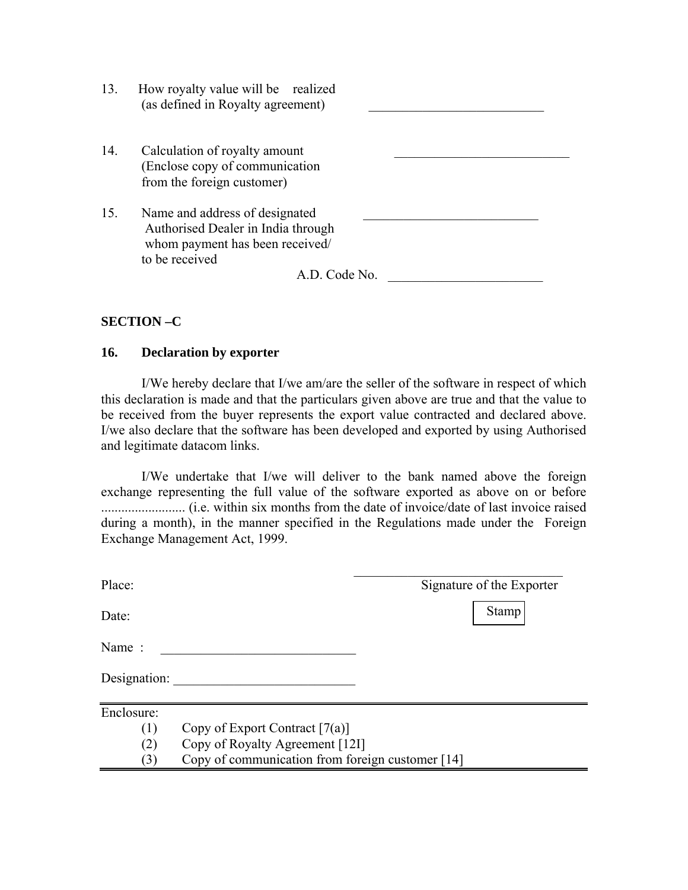13. How royalty value will be realized (as defined in Royalty agreement) ___________________________

14. Calculation of royalty amount (Enclose copy of communication from the foreign customer) ___________________________

15. Name and address of designated Authorised Dealer in India through whom payment has been received/ to be received ___________________________

    A.D. Code No. ________________________

**SECTION –C**

**16. Declaration by exporter**

I/We hereby declare that I/we am/are the seller of the software in respect of which this declaration is made and that the particulars given above are true and that the value to be received from the buyer represents the export value contracted and declared above. I/we also declare that the software has been developed and exported by using Authorised and legitimate datacom links.

I/We undertake that I/we will deliver to the bank named above the foreign exchange representing the full value of the software exported as above on or before ......................... (i.e. within six months from the date of invoice/date of last invoice raised during a month), in the manner specified in the Regulations made under the Foreign Exchange Management Act, 1999.

Place: ________________________________ Signature of the Exporter

Date: Stamp

Name : ______________________________

Designation: ___________________________

Enclosure:

(1) Copy of Export Contract [7(a)]
(2) Copy of Royalty Agreement [12I]
(3) Copy of communication from foreign customer [14]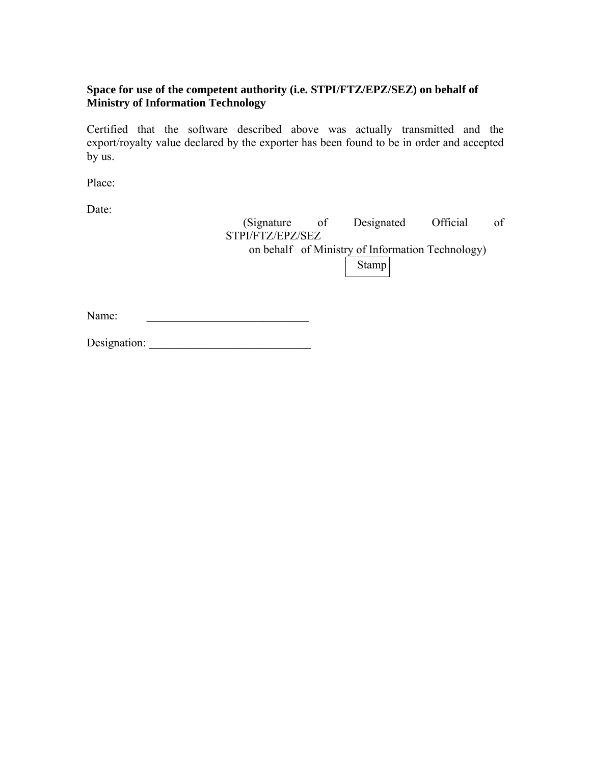**Space for use of the competent authority (i.e. STPI/FTZ/EPZ/SEZ) on behalf of Ministry of Information Technology**

Certified that the software described above was actually transmitted and the export/royalty value declared by the exporter has been found to be in order and accepted by us.

Place:

Date:

(Signature of Designated Official of STPI/FTZ/EPZ/SEZ
on behalf of Ministry of Information Technology)

Stamp

Name: ____________________________

Designation: ____________________________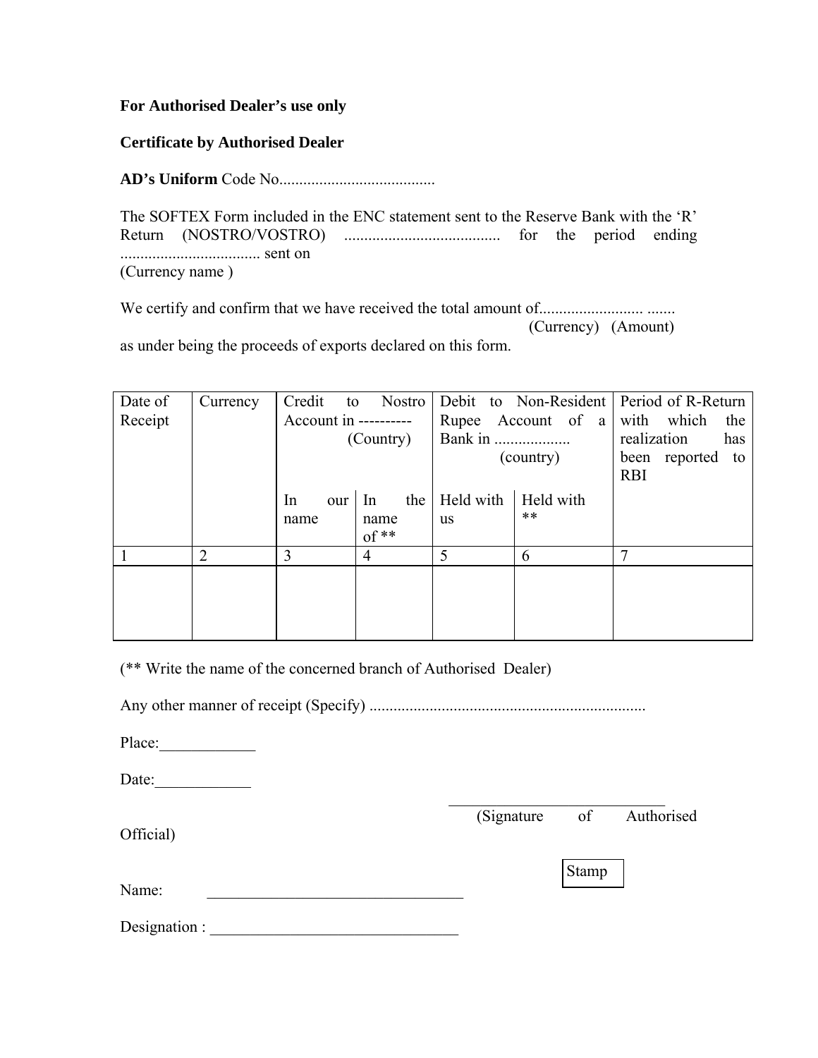**For Authorised Dealer's use only**

**Certificate by Authorised Dealer**

**AD's Uniform** Code No.......................................

The SOFTEX Form included in the ENC statement sent to the Reserve Bank with the 'R' Return (NOSTRO/VOSTRO) ....................................... for the period ending ................................... sent on
(Currency name )

We certify and confirm that we have received the total amount of.......................... .......
(Currency) (Amount)
as under being the proceeds of exports declared on this form.

| Date of Receipt | Currency | Credit to Nostro Account in ---------- (Country) | | Debit to Non-Resident Rupee Account of a Bank in .................. (country) | | Period of R-Return with which the realization has been reported to RBI |
|---|---|---|---|---|---|---|
| | | In our name | In the name of ** | Held with us | Held with ** | |
| 1 | 2 | 3 | 4 | 5 | 6 | 7 |
| | | | | | | |

(** Write the name of the concerned branch of Authorised Dealer)

Any other manner of receipt (Specify) ....................................................................

Place:____________

Date:____________

(Signature of Authorised Official)

Stamp

Name: ________________________________

Designation : ______________________________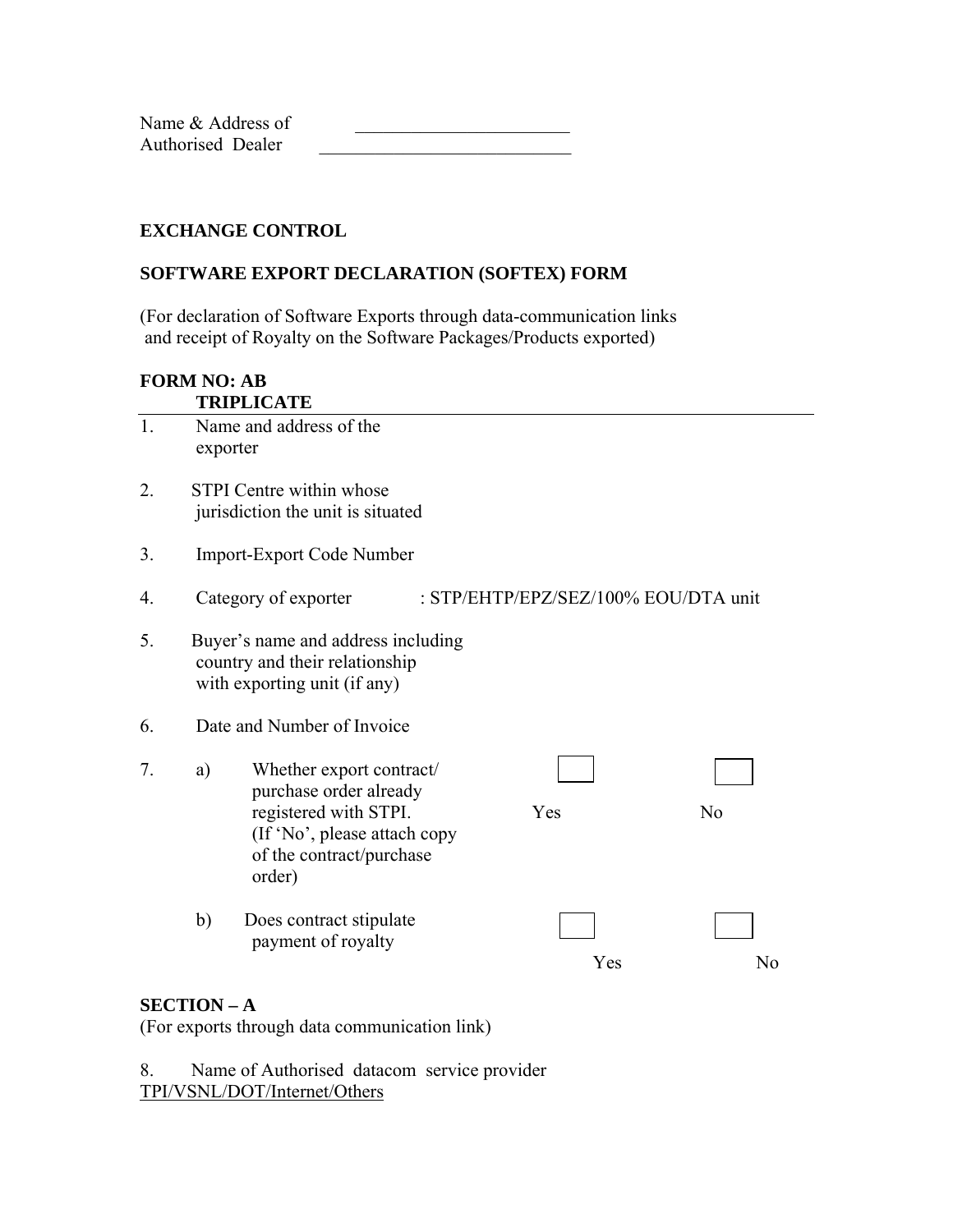Name & Address of Authorised Dealer ______________________

**EXCHANGE CONTROL**

**SOFTWARE EXPORT DECLARATION (SOFTEX) FORM**

(For declaration of Software Exports through data-communication links and receipt of Royalty on the Software Packages/Products exported)

**FORM NO: AB**
**TRIPLICATE**

1. Name and address of the exporter

2. STPI Centre within whose jurisdiction the unit is situated

3. Import-Export Code Number

4. Category of exporter : STP/EHTP/EPZ/SEZ/100% EOU/DTA unit

5. Buyer's name and address including country and their relationship with exporting unit (if any)

6. Date and Number of Invoice

7. a) Whether export contract/ purchase order already registered with STPI. (If 'No', please attach copy of the contract/purchase order) ☐ Yes ☐ No

   b) Does contract stipulate payment of royalty ☐ Yes ☐ No

**SECTION – A**
(For exports through data communication link)

8. Name of Authorised datacom service provider
TPI/VSNL/DOT/Internet/Others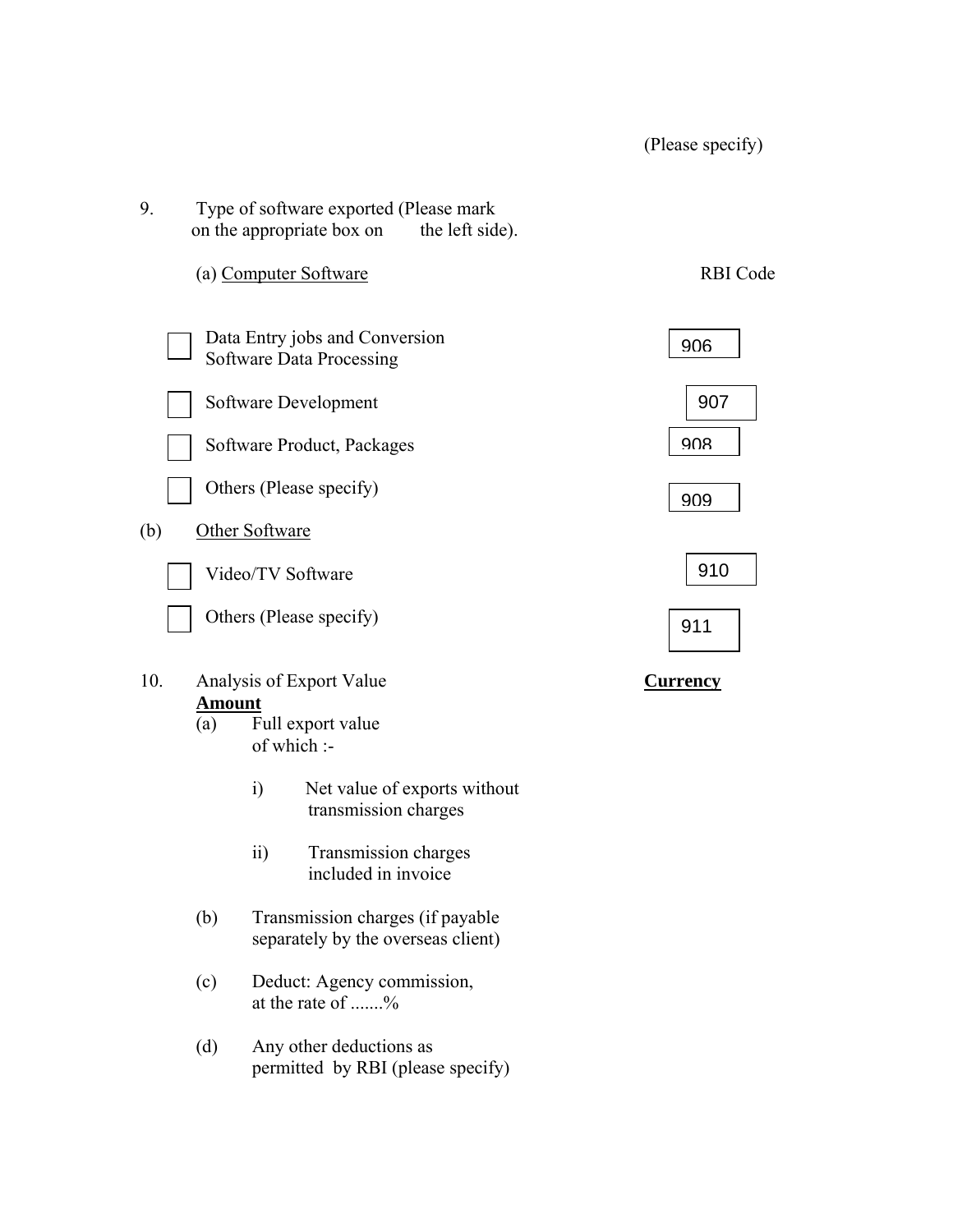(Please specify)

9. Type of software exported (Please mark on the appropriate box on the left side).

(a) Computer Software

| | | RBI Code |
|---|---|---|
| ☐ | Data Entry jobs and Conversion Software Data Processing | 906 |
| ☐ | Software Development | 907 |
| ☐ | Software Product, Packages | 908 |
| ☐ | Others (Please specify) | 909 |

(b) Other Software

| | | |
|---|---|---|
| ☐ | Video/TV Software | 910 |
| ☐ | Others (Please specify) | 911 |

10. Analysis of Export Value **Currency** **Amount**

(a) Full export value of which :-

i) Net value of exports without transmission charges

ii) Transmission charges included in invoice

(b) Transmission charges (if payable separately by the overseas client)

(c) Deduct: Agency commission, at the rate of .......%

(d) Any other deductions as permitted by RBI (please specify)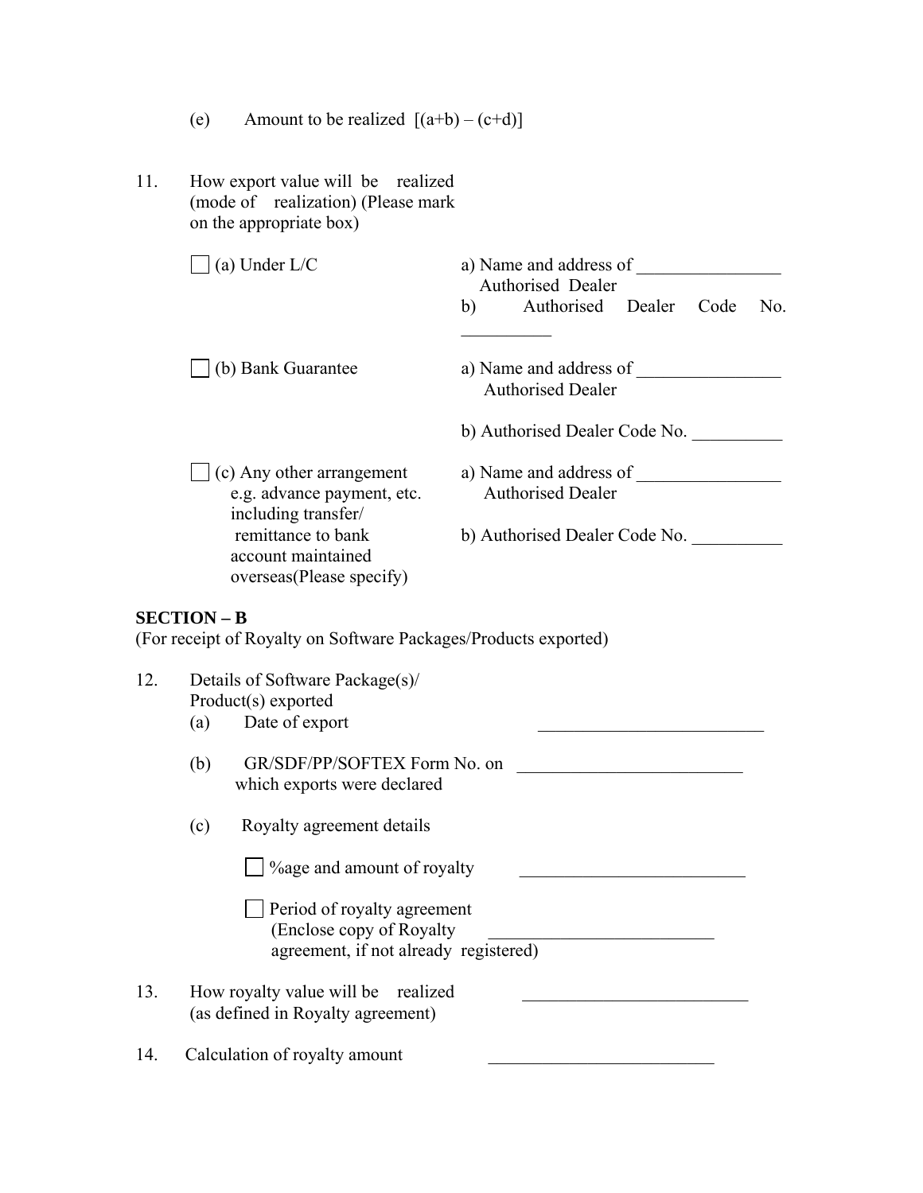(e) Amount to be realized [(a+b) – (c+d)]

11. How export value will be realized (mode of realization) (Please mark on the appropriate box)

| | |
|---|---|
| ☐ (a) Under L/C | a) Name and address of ________________ Authorised Dealer<br>b) Authorised Dealer Code No. __________ |
| ☐ (b) Bank Guarantee | a) Name and address of ________________ Authorised Dealer<br>b) Authorised Dealer Code No. __________ |
| ☐ (c) Any other arrangement e.g. advance payment, etc. including transfer/ remittance to bank account maintained overseas(Please specify) | a) Name and address of ________________ Authorised Dealer<br>b) Authorised Dealer Code No. __________ |

**SECTION – B**

(For receipt of Royalty on Software Packages/Products exported)

12. Details of Software Package(s)/ Product(s) exported
    - (a) Date of export _________________________
    - (b) GR/SDF/PP/SOFTEX Form No. on which exports were declared _________________________
    - (c) Royalty agreement details
      - ☐ %age and amount of royalty _________________________
      - ☐ Period of royalty agreement (Enclose copy of Royalty agreement, if not already registered) _________________________

13. How royalty value will be realized (as defined in Royalty agreement) _________________________

14. Calculation of royalty amount _________________________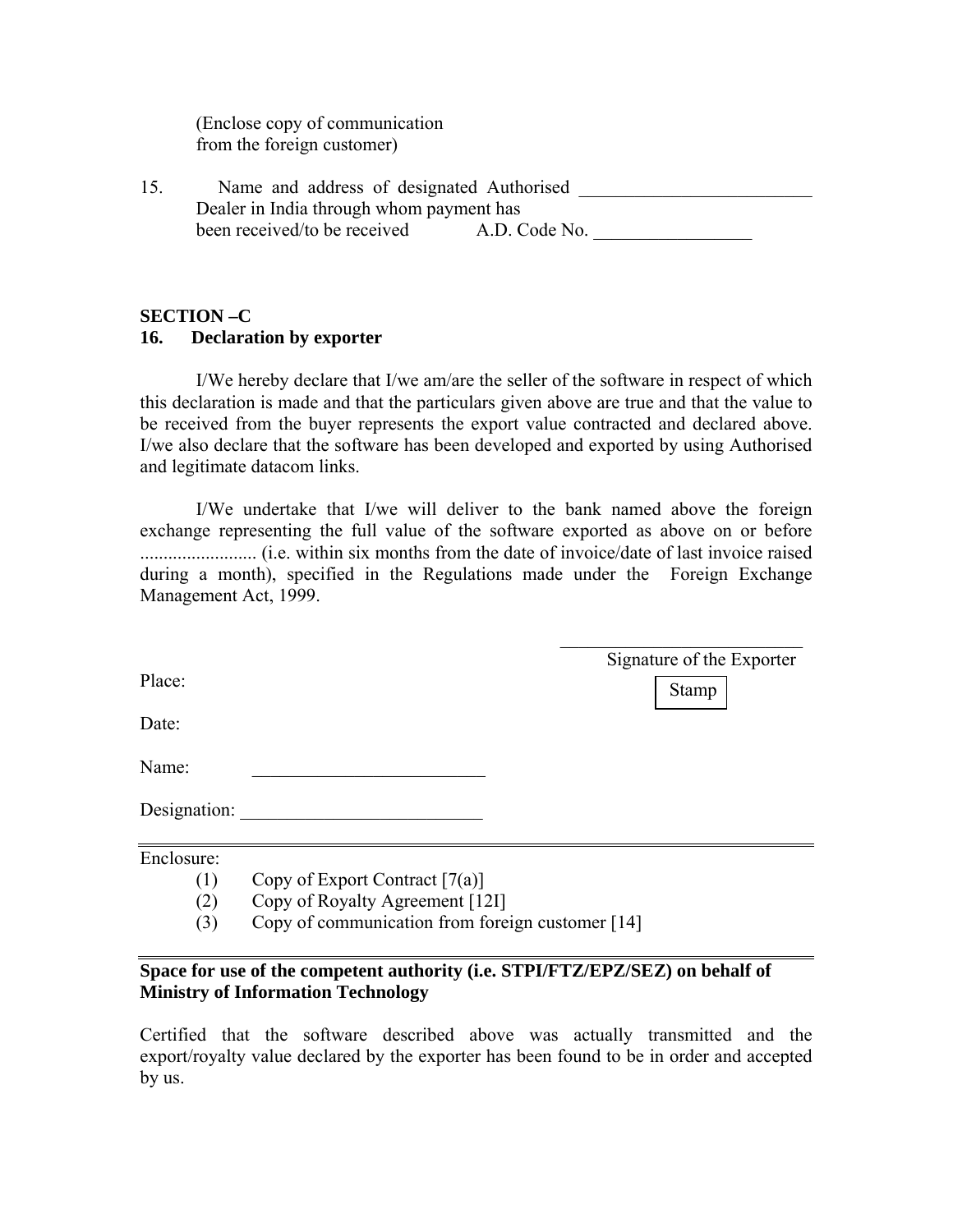(Enclose copy of communication
from the foreign customer)

15. Name and address of designated Authorised Dealer in India through whom payment has been received/to be received \_\_\_\_\_\_\_\_\_\_\_\_\_\_\_\_\_\_\_\_\_\_\_\_\_
A.D. Code No. \_\_\_\_\_\_\_\_\_\_\_\_\_\_\_\_\_

**SECTION –C**

**16. Declaration by exporter**

I/We hereby declare that I/we am/are the seller of the software in respect of which this declaration is made and that the particulars given above are true and that the value to be received from the buyer represents the export value contracted and declared above. I/we also declare that the software has been developed and exported by using Authorised and legitimate datacom links.

I/We undertake that I/we will deliver to the bank named above the foreign exchange representing the full value of the software exported as above on or before ......................... (i.e. within six months from the date of invoice/date of last invoice raised during a month), specified in the Regulations made under the Foreign Exchange Management Act, 1999.

\_\_\_\_\_\_\_\_\_\_\_\_\_\_\_\_\_\_\_\_\_\_\_\_\_
Signature of the Exporter

Place:

Stamp

Date:

Name: \_\_\_\_\_\_\_\_\_\_\_\_\_\_\_\_\_\_\_\_\_\_\_\_\_

Designation: \_\_\_\_\_\_\_\_\_\_\_\_\_\_\_\_\_\_\_\_\_\_\_\_\_\_

---

Enclosure:

(1) Copy of Export Contract [7(a)]
(2) Copy of Royalty Agreement [12I]
(3) Copy of communication from foreign customer [14]

---

**Space for use of the competent authority (i.e. STPI/FTZ/EPZ/SEZ) on behalf of Ministry of Information Technology**

Certified that the software described above was actually transmitted and the export/royalty value declared by the exporter has been found to be in order and accepted by us.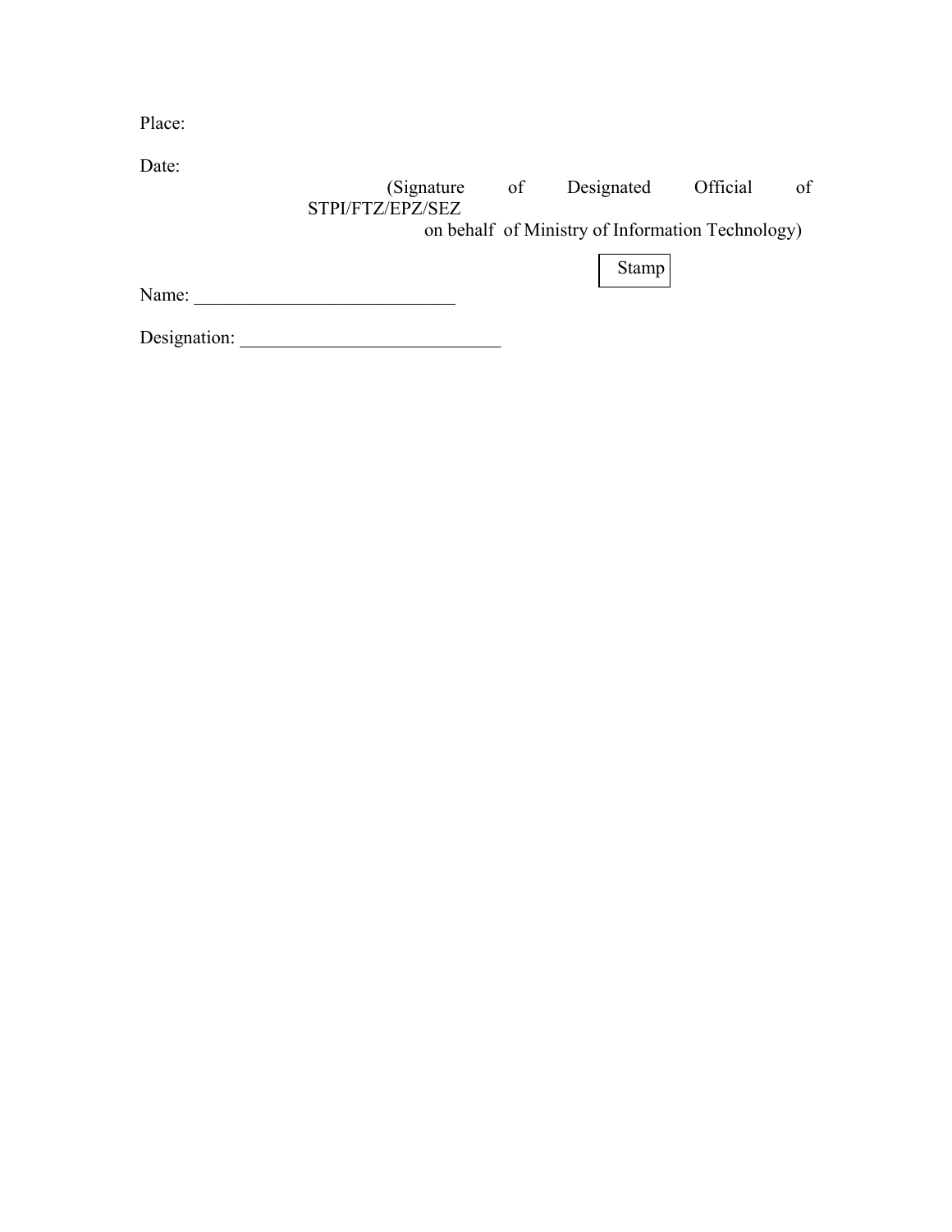Place:

Date:

(Signature of Designated Official of STPI/FTZ/EPZ/SEZ
on behalf of Ministry of Information Technology)

Stamp

Name: ____________________________

Designation: ____________________________